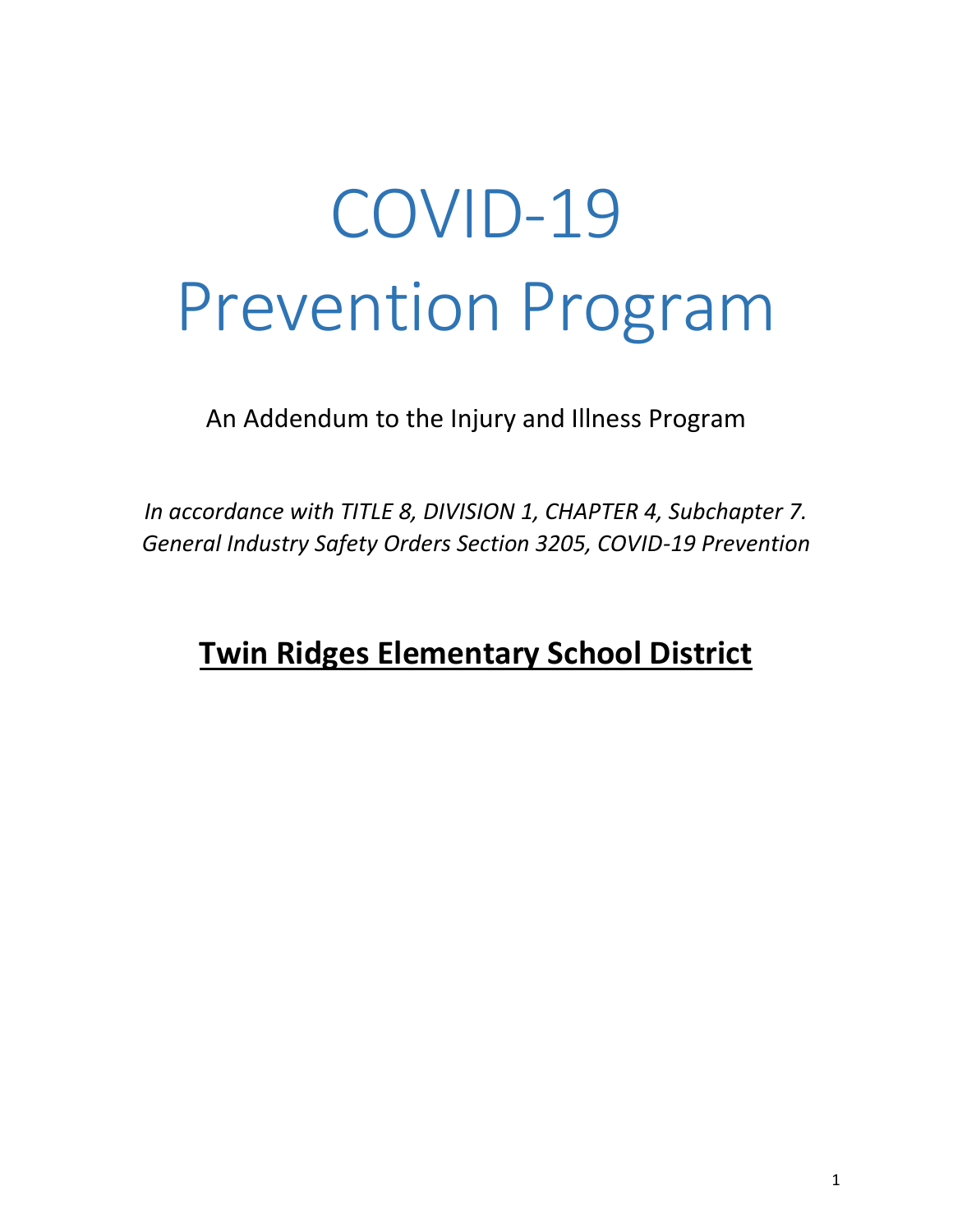# COVID-19 Prevention Program

An Addendum to the Injury and Illness Program

*In accordance with TITLE 8, DIVISION 1, CHAPTER 4, Subchapter 7. General Industry Safety Orders Section 3205, COVID-19 Prevention*

## **Twin Ridges Elementary School District**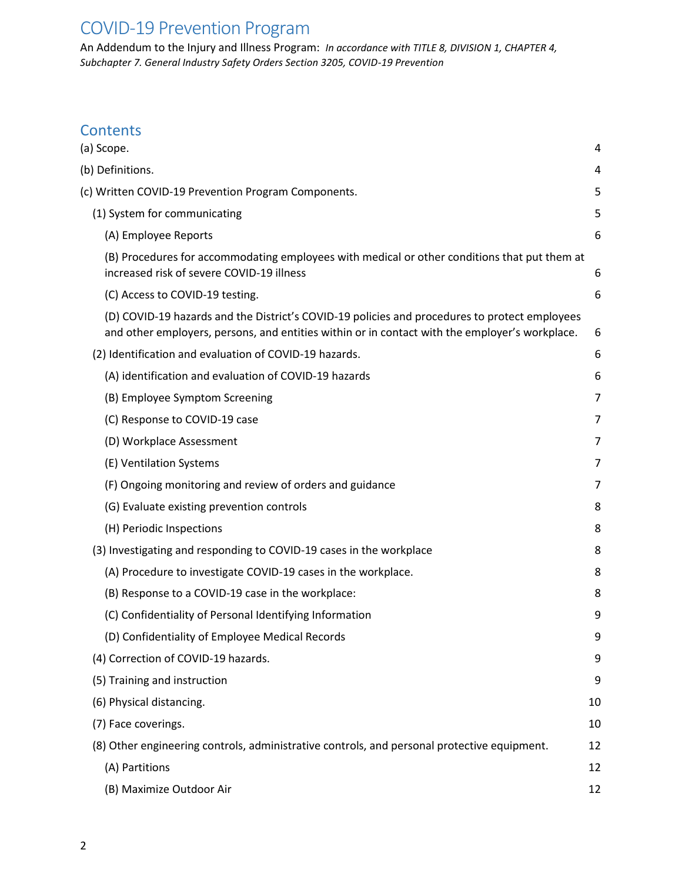# COVID-19 Prevention Program

An Addendum to the Injury and Illness Program: *In accordance with TITLE 8, DIVISION 1, CHAPTER 4, Subchapter 7. General Industry Safety Orders Section 3205, COVID-19 Prevention*

## Contents

- (a) Scope. 4
- (b) Definitions. 4
- (c) Written COVID-19 Prevention Program Components. 5
  - (1) System for communicating 5
    - (A) Employee Reports 6
    - (B) Procedures for accommodating employees with medical or other conditions that put them at increased risk of severe COVID-19 illness 6
    - (C) Access to COVID-19 testing. 6
    - (D) COVID-19 hazards and the District's COVID-19 policies and procedures to protect employees and other employers, persons, and entities within or in contact with the employer's workplace. 6
  - (2) Identification and evaluation of COVID-19 hazards. 6
    - (A) identification and evaluation of COVID-19 hazards 6
    - (B) Employee Symptom Screening 7
    - (C) Response to COVID-19 case 7
    - (D) Workplace Assessment 7
    - (E) Ventilation Systems 7
    - (F) Ongoing monitoring and review of orders and guidance 7
    - (G) Evaluate existing prevention controls 8
    - (H) Periodic Inspections 8
  - (3) Investigating and responding to COVID-19 cases in the workplace 8
    - (A) Procedure to investigate COVID-19 cases in the workplace. 8
    - (B) Response to a COVID-19 case in the workplace: 8
    - (C) Confidentiality of Personal Identifying Information 9
    - (D) Confidentiality of Employee Medical Records 9
  - (4) Correction of COVID-19 hazards. 9
  - (5) Training and instruction 9
  - (6) Physical distancing. 10
  - (7) Face coverings. 10
  - (8) Other engineering controls, administrative controls, and personal protective equipment. 12
    - (A) Partitions 12
    - (B) Maximize Outdoor Air 12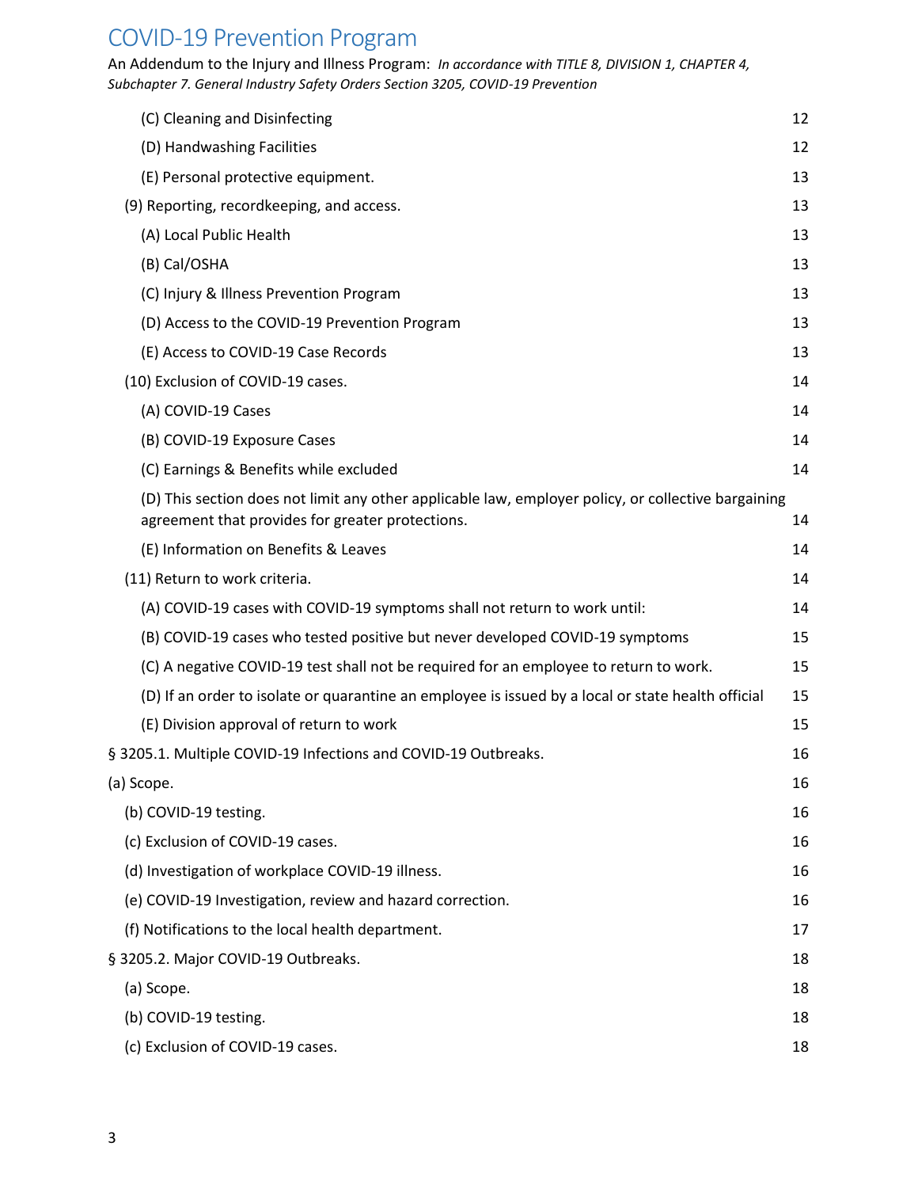# COVID-19 Prevention Program

An Addendum to the Injury and Illness Program: *In accordance with TITLE 8, DIVISION 1, CHAPTER 4, Subchapter 7. General Industry Safety Orders Section 3205, COVID-19 Prevention*

| | |
|---|---|
| (C) Cleaning and Disinfecting | 12 |
| (D) Handwashing Facilities | 12 |
| (E) Personal protective equipment. | 13 |
| (9) Reporting, recordkeeping, and access. | 13 |
| (A) Local Public Health | 13 |
| (B) Cal/OSHA | 13 |
| (C) Injury & Illness Prevention Program | 13 |
| (D) Access to the COVID-19 Prevention Program | 13 |
| (E) Access to COVID-19 Case Records | 13 |
| (10) Exclusion of COVID-19 cases. | 14 |
| (A) COVID-19 Cases | 14 |
| (B) COVID-19 Exposure Cases | 14 |
| (C) Earnings & Benefits while excluded | 14 |
| (D) This section does not limit any other applicable law, employer policy, or collective bargaining agreement that provides for greater protections. | 14 |
| (E) Information on Benefits & Leaves | 14 |
| (11) Return to work criteria. | 14 |
| (A) COVID-19 cases with COVID-19 symptoms shall not return to work until: | 14 |
| (B) COVID-19 cases who tested positive but never developed COVID-19 symptoms | 15 |
| (C) A negative COVID-19 test shall not be required for an employee to return to work. | 15 |
| (D) If an order to isolate or quarantine an employee is issued by a local or state health official | 15 |
| (E) Division approval of return to work | 15 |
| § 3205.1. Multiple COVID-19 Infections and COVID-19 Outbreaks. | 16 |
| (a) Scope. | 16 |
| (b) COVID-19 testing. | 16 |
| (c) Exclusion of COVID-19 cases. | 16 |
| (d) Investigation of workplace COVID-19 illness. | 16 |
| (e) COVID-19 Investigation, review and hazard correction. | 16 |
| (f) Notifications to the local health department. | 17 |
| § 3205.2. Major COVID-19 Outbreaks. | 18 |
| (a) Scope. | 18 |
| (b) COVID-19 testing. | 18 |
| (c) Exclusion of COVID-19 cases. | 18 |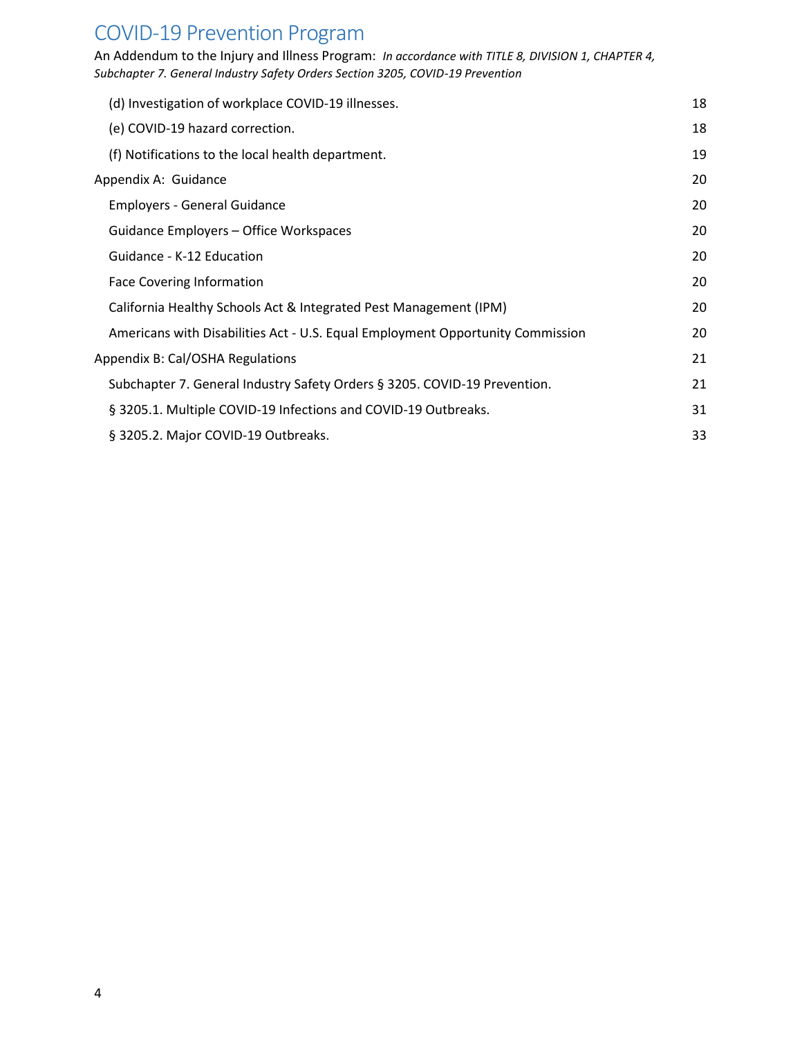(d) Investigation of workplace COVID-19 illnesses. 18

(e) COVID-19 hazard correction. 18

(f) Notifications to the local health department. 19

Appendix A: Guidance 20

Employers - General Guidance 20

Guidance Employers – Office Workspaces 20

Guidance - K-12 Education 20

Face Covering Information 20

California Healthy Schools Act & Integrated Pest Management (IPM) 20

Americans with Disabilities Act - U.S. Equal Employment Opportunity Commission 20

Appendix B: Cal/OSHA Regulations 21

Subchapter 7. General Industry Safety Orders § 3205. COVID-19 Prevention. 21

§ 3205.1. Multiple COVID-19 Infections and COVID-19 Outbreaks. 31

§ 3205.2. Major COVID-19 Outbreaks. 33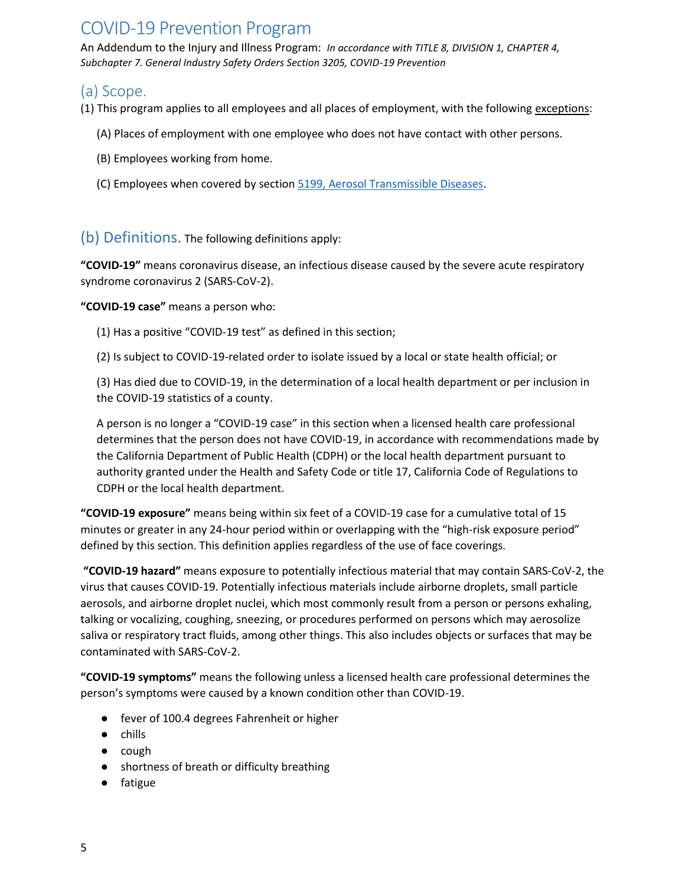# COVID-19 Prevention Program

An Addendum to the Injury and Illness Program: *In accordance with TITLE 8, DIVISION 1, CHAPTER 4, Subchapter 7. General Industry Safety Orders Section 3205, COVID-19 Prevention*

## (a) Scope.

(1) This program applies to all employees and all places of employment, with the following exceptions:

(A) Places of employment with one employee who does not have contact with other persons.

(B) Employees working from home.

(C) Employees when covered by section [5199, Aerosol Transmissible Diseases](5199, Aerosol Transmissible Diseases).

## (b) Definitions.

The following definitions apply:

**"COVID-19"** means coronavirus disease, an infectious disease caused by the severe acute respiratory syndrome coronavirus 2 (SARS-CoV-2).

**"COVID-19 case"** means a person who:

(1) Has a positive "COVID-19 test" as defined in this section;

(2) Is subject to COVID-19-related order to isolate issued by a local or state health official; or

(3) Has died due to COVID-19, in the determination of a local health department or per inclusion in the COVID-19 statistics of a county.

A person is no longer a "COVID-19 case" in this section when a licensed health care professional determines that the person does not have COVID-19, in accordance with recommendations made by the California Department of Public Health (CDPH) or the local health department pursuant to authority granted under the Health and Safety Code or title 17, California Code of Regulations to CDPH or the local health department.

**"COVID-19 exposure"** means being within six feet of a COVID-19 case for a cumulative total of 15 minutes or greater in any 24-hour period within or overlapping with the "high-risk exposure period" defined by this section. This definition applies regardless of the use of face coverings.

**"COVID-19 hazard"** means exposure to potentially infectious material that may contain SARS-CoV-2, the virus that causes COVID-19. Potentially infectious materials include airborne droplets, small particle aerosols, and airborne droplet nuclei, which most commonly result from a person or persons exhaling, talking or vocalizing, coughing, sneezing, or procedures performed on persons which may aerosolize saliva or respiratory tract fluids, among other things. This also includes objects or surfaces that may be contaminated with SARS-CoV-2.

**"COVID-19 symptoms"** means the following unless a licensed health care professional determines the person's symptoms were caused by a known condition other than COVID-19.

- fever of 100.4 degrees Fahrenheit or higher
- chills
- cough
- shortness of breath or difficulty breathing
- fatigue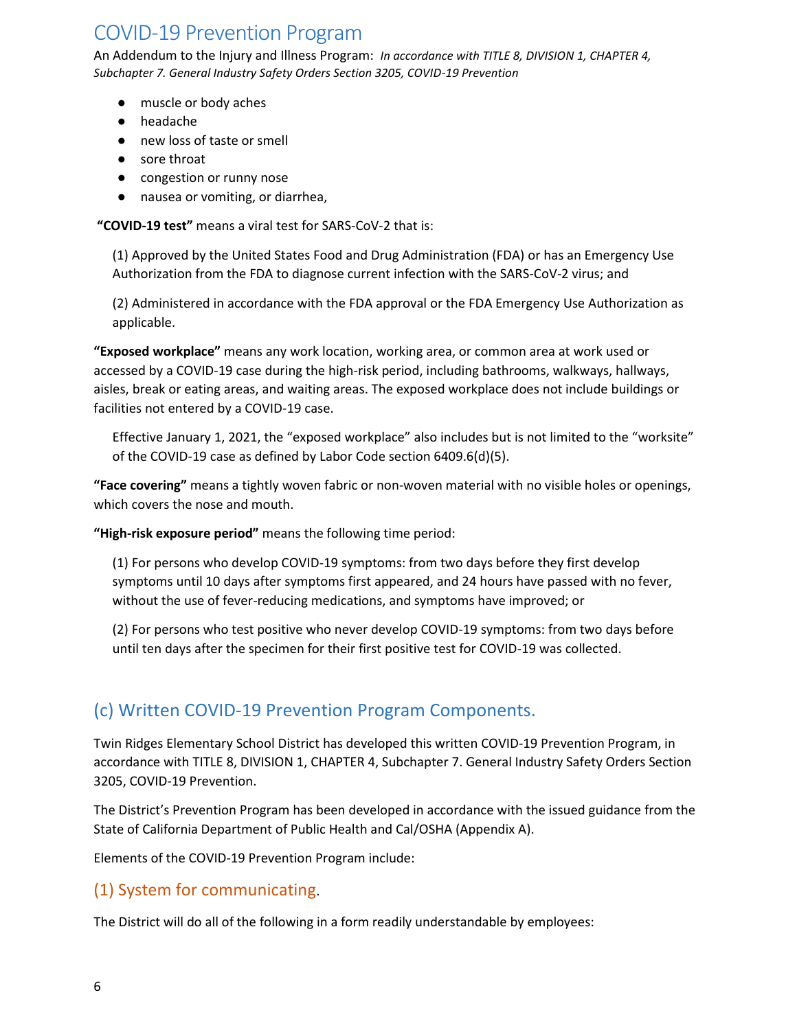- muscle or body aches
- headache
- new loss of taste or smell
- sore throat
- congestion or runny nose
- nausea or vomiting, or diarrhea,

**"COVID-19 test"** means a viral test for SARS-CoV-2 that is:

(1) Approved by the United States Food and Drug Administration (FDA) or has an Emergency Use Authorization from the FDA to diagnose current infection with the SARS-CoV-2 virus; and

(2) Administered in accordance with the FDA approval or the FDA Emergency Use Authorization as applicable.

**"Exposed workplace"** means any work location, working area, or common area at work used or accessed by a COVID-19 case during the high-risk period, including bathrooms, walkways, hallways, aisles, break or eating areas, and waiting areas. The exposed workplace does not include buildings or facilities not entered by a COVID-19 case.

Effective January 1, 2021, the "exposed workplace" also includes but is not limited to the "worksite" of the COVID-19 case as defined by Labor Code section 6409.6(d)(5).

**"Face covering"** means a tightly woven fabric or non-woven material with no visible holes or openings, which covers the nose and mouth.

**"High-risk exposure period"** means the following time period:

(1) For persons who develop COVID-19 symptoms: from two days before they first develop symptoms until 10 days after symptoms first appeared, and 24 hours have passed with no fever, without the use of fever-reducing medications, and symptoms have improved; or

(2) For persons who test positive who never develop COVID-19 symptoms: from two days before until ten days after the specimen for their first positive test for COVID-19 was collected.

## (c) Written COVID-19 Prevention Program Components.

Twin Ridges Elementary School District has developed this written COVID-19 Prevention Program, in accordance with TITLE 8, DIVISION 1, CHAPTER 4, Subchapter 7. General Industry Safety Orders Section 3205, COVID-19 Prevention.

The District's Prevention Program has been developed in accordance with the issued guidance from the State of California Department of Public Health and Cal/OSHA (Appendix A).

Elements of the COVID-19 Prevention Program include:

### (1) System for communicating.

The District will do all of the following in a form readily understandable by employees: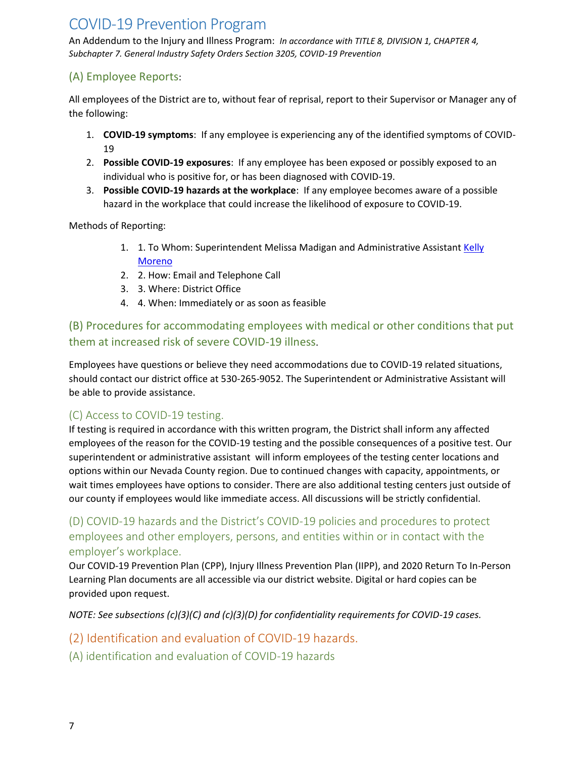# COVID-19 Prevention Program

An Addendum to the Injury and Illness Program: *In accordance with TITLE 8, DIVISION 1, CHAPTER 4, Subchapter 7. General Industry Safety Orders Section 3205, COVID-19 Prevention*

## (A) Employee Reports:

All employees of the District are to, without fear of reprisal, report to their Supervisor or Manager any of the following:

1. **COVID-19 symptoms**: If any employee is experiencing any of the identified symptoms of COVID-19
2. **Possible COVID-19 exposures**: If any employee has been exposed or possibly exposed to an individual who is positive for, or has been diagnosed with COVID-19.
3. **Possible COVID-19 hazards at the workplace**: If any employee becomes aware of a possible hazard in the workplace that could increase the likelihood of exposure to COVID-19.

Methods of Reporting:

1. 1. To Whom: Superintendent Melissa Madigan and Administrative Assistant Kelly Moreno
2. 2. How: Email and Telephone Call
3. 3. Where: District Office
4. 4. When: Immediately or as soon as feasible

## (B) Procedures for accommodating employees with medical or other conditions that put them at increased risk of severe COVID-19 illness.

Employees have questions or believe they need accommodations due to COVID-19 related situations, should contact our district office at 530-265-9052. The Superintendent or Administrative Assistant will be able to provide assistance.

## (C) Access to COVID-19 testing.

If testing is required in accordance with this written program, the District shall inform any affected employees of the reason for the COVID-19 testing and the possible consequences of a positive test. Our superintendent or administrative assistant will inform employees of the testing center locations and options within our Nevada County region. Due to continued changes with capacity, appointments, or wait times employees have options to consider. There are also additional testing centers just outside of our county if employees would like immediate access. All discussions will be strictly confidential.

## (D) COVID-19 hazards and the District's COVID-19 policies and procedures to protect employees and other employers, persons, and entities within or in contact with the employer's workplace.

Our COVID-19 Prevention Plan (CPP), Injury Illness Prevention Plan (IIPP), and 2020 Return To In-Person Learning Plan documents are all accessible via our district website. Digital or hard copies can be provided upon request.

*NOTE: See subsections (c)(3)(C) and (c)(3)(D) for confidentiality requirements for COVID-19 cases.*

## (2) Identification and evaluation of COVID-19 hazards.

### (A) identification and evaluation of COVID-19 hazards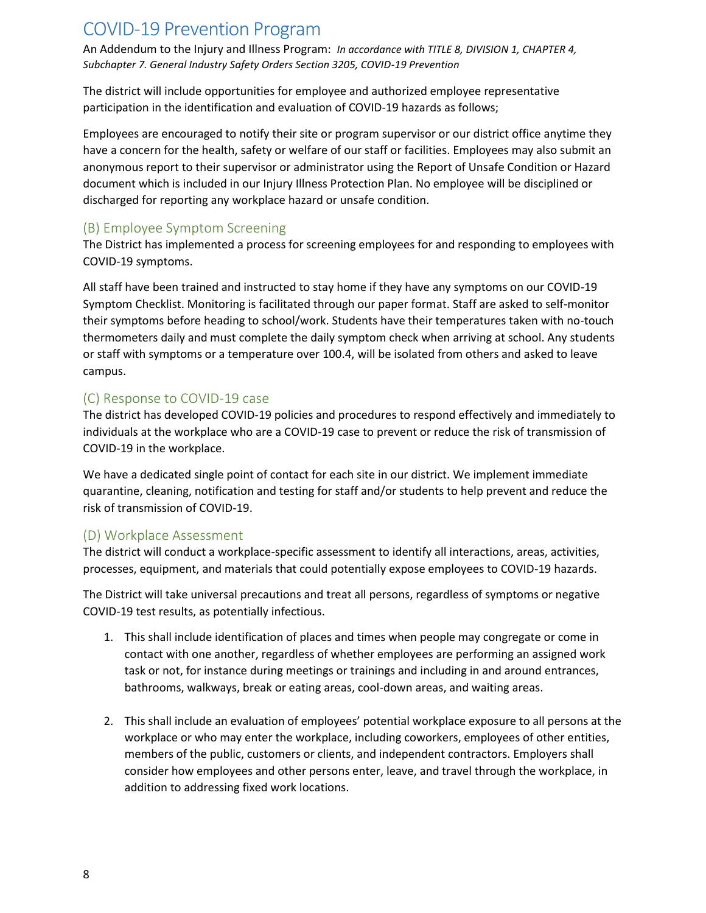# COVID-19 Prevention Program

An Addendum to the Injury and Illness Program: *In accordance with TITLE 8, DIVISION 1, CHAPTER 4, Subchapter 7. General Industry Safety Orders Section 3205, COVID-19 Prevention*

The district will include opportunities for employee and authorized employee representative participation in the identification and evaluation of COVID-19 hazards as follows;

Employees are encouraged to notify their site or program supervisor or our district office anytime they have a concern for the health, safety or welfare of our staff or facilities. Employees may also submit an anonymous report to their supervisor or administrator using the Report of Unsafe Condition or Hazard document which is included in our Injury Illness Protection Plan. No employee will be disciplined or discharged for reporting any workplace hazard or unsafe condition.

## (B) Employee Symptom Screening

The District has implemented a process for screening employees for and responding to employees with COVID-19 symptoms.

All staff have been trained and instructed to stay home if they have any symptoms on our COVID-19 Symptom Checklist. Monitoring is facilitated through our paper format. Staff are asked to self-monitor their symptoms before heading to school/work. Students have their temperatures taken with no-touch thermometers daily and must complete the daily symptom check when arriving at school. Any students or staff with symptoms or a temperature over 100.4, will be isolated from others and asked to leave campus.

## (C) Response to COVID-19 case

The district has developed COVID-19 policies and procedures to respond effectively and immediately to individuals at the workplace who are a COVID-19 case to prevent or reduce the risk of transmission of COVID-19 in the workplace.

We have a dedicated single point of contact for each site in our district. We implement immediate quarantine, cleaning, notification and testing for staff and/or students to help prevent and reduce the risk of transmission of COVID-19.

## (D) Workplace Assessment

The district will conduct a workplace-specific assessment to identify all interactions, areas, activities, processes, equipment, and materials that could potentially expose employees to COVID-19 hazards.

The District will take universal precautions and treat all persons, regardless of symptoms or negative COVID-19 test results, as potentially infectious.

1. This shall include identification of places and times when people may congregate or come in contact with one another, regardless of whether employees are performing an assigned work task or not, for instance during meetings or trainings and including in and around entrances, bathrooms, walkways, break or eating areas, cool-down areas, and waiting areas.

2. This shall include an evaluation of employees' potential workplace exposure to all persons at the workplace or who may enter the workplace, including coworkers, employees of other entities, members of the public, customers or clients, and independent contractors. Employers shall consider how employees and other persons enter, leave, and travel through the workplace, in addition to addressing fixed work locations.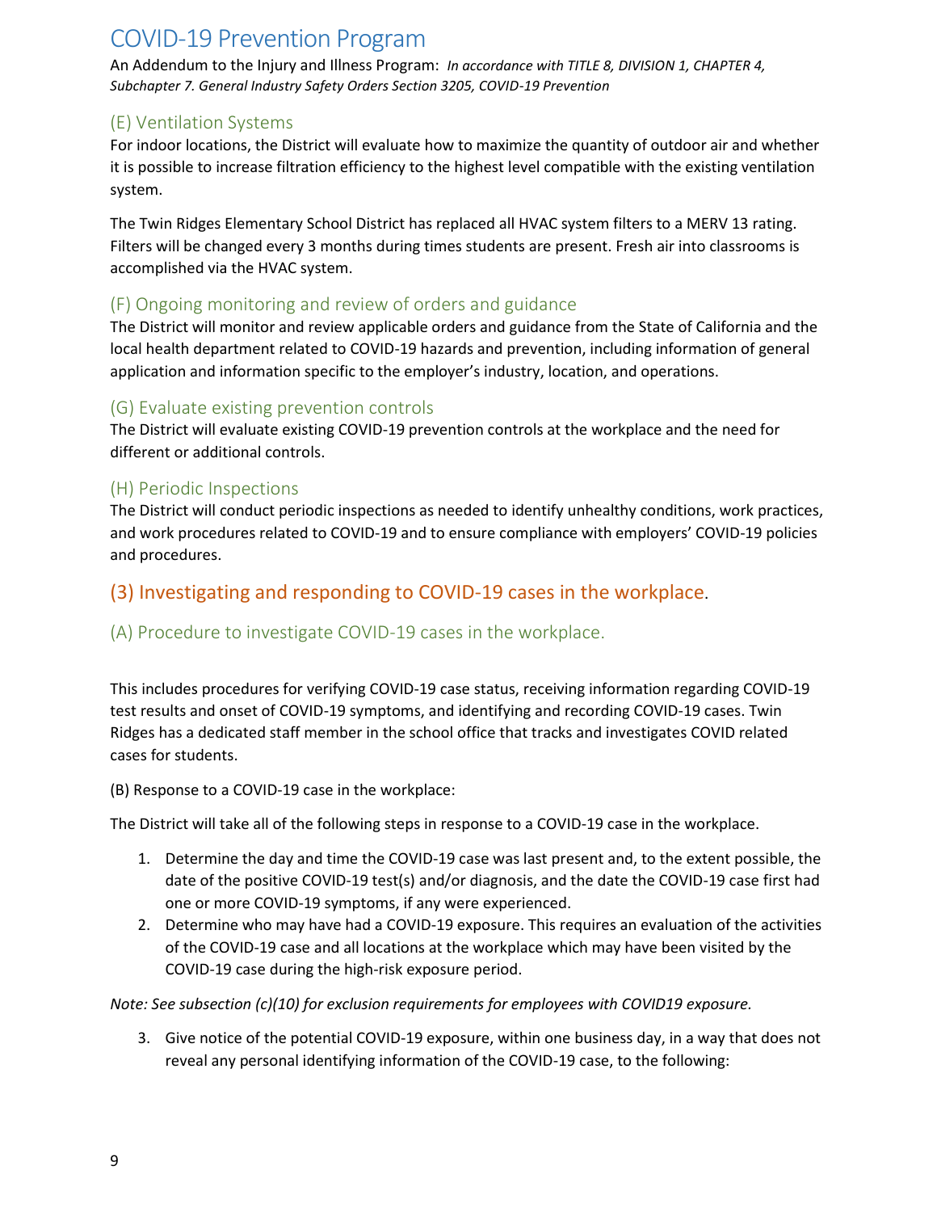# COVID-19 Prevention Program

An Addendum to the Injury and Illness Program: *In accordance with TITLE 8, DIVISION 1, CHAPTER 4, Subchapter 7. General Industry Safety Orders Section 3205, COVID-19 Prevention*

### (E) Ventilation Systems

For indoor locations, the District will evaluate how to maximize the quantity of outdoor air and whether it is possible to increase filtration efficiency to the highest level compatible with the existing ventilation system.

The Twin Ridges Elementary School District has replaced all HVAC system filters to a MERV 13 rating. Filters will be changed every 3 months during times students are present. Fresh air into classrooms is accomplished via the HVAC system.

### (F) Ongoing monitoring and review of orders and guidance

The District will monitor and review applicable orders and guidance from the State of California and the local health department related to COVID-19 hazards and prevention, including information of general application and information specific to the employer's industry, location, and operations.

### (G) Evaluate existing prevention controls

The District will evaluate existing COVID-19 prevention controls at the workplace and the need for different or additional controls.

### (H) Periodic Inspections

The District will conduct periodic inspections as needed to identify unhealthy conditions, work practices, and work procedures related to COVID-19 and to ensure compliance with employers' COVID-19 policies and procedures.

## (3) Investigating and responding to COVID-19 cases in the workplace.

### (A) Procedure to investigate COVID-19 cases in the workplace.

This includes procedures for verifying COVID-19 case status, receiving information regarding COVID-19 test results and onset of COVID-19 symptoms, and identifying and recording COVID-19 cases. Twin Ridges has a dedicated staff member in the school office that tracks and investigates COVID related cases for students.

(B) Response to a COVID-19 case in the workplace:

The District will take all of the following steps in response to a COVID-19 case in the workplace.

1. Determine the day and time the COVID-19 case was last present and, to the extent possible, the date of the positive COVID-19 test(s) and/or diagnosis, and the date the COVID-19 case first had one or more COVID-19 symptoms, if any were experienced.
2. Determine who may have had a COVID-19 exposure. This requires an evaluation of the activities of the COVID-19 case and all locations at the workplace which may have been visited by the COVID-19 case during the high-risk exposure period.

*Note: See subsection (c)(10) for exclusion requirements for employees with COVID19 exposure.*

3. Give notice of the potential COVID-19 exposure, within one business day, in a way that does not reveal any personal identifying information of the COVID-19 case, to the following: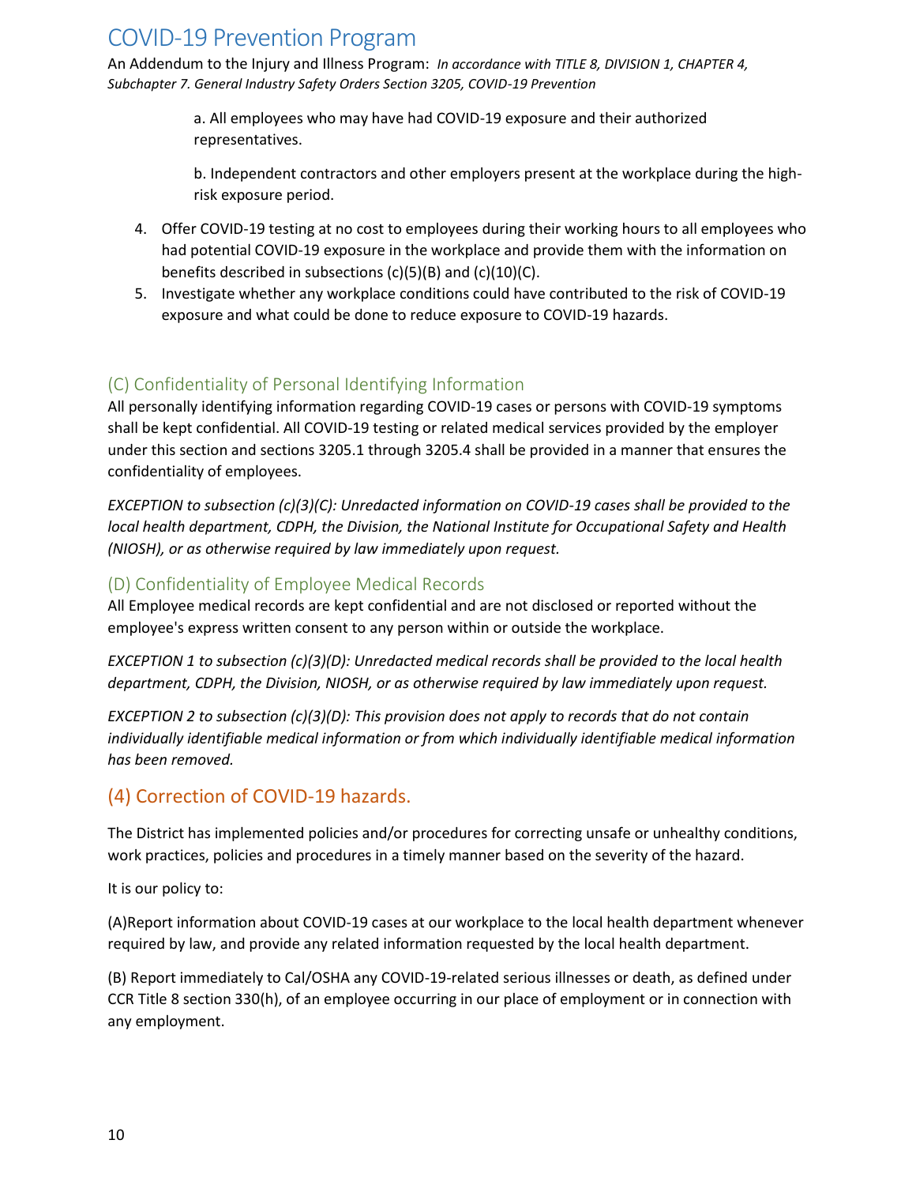a. All employees who may have had COVID-19 exposure and their authorized representatives.

b. Independent contractors and other employers present at the workplace during the high-risk exposure period.

4. Offer COVID-19 testing at no cost to employees during their working hours to all employees who had potential COVID-19 exposure in the workplace and provide them with the information on benefits described in subsections (c)(5)(B) and (c)(10)(C).
5. Investigate whether any workplace conditions could have contributed to the risk of COVID-19 exposure and what could be done to reduce exposure to COVID-19 hazards.

### (C) Confidentiality of Personal Identifying Information

All personally identifying information regarding COVID-19 cases or persons with COVID-19 symptoms shall be kept confidential. All COVID-19 testing or related medical services provided by the employer under this section and sections 3205.1 through 3205.4 shall be provided in a manner that ensures the confidentiality of employees.

*EXCEPTION to subsection (c)(3)(C): Unredacted information on COVID-19 cases shall be provided to the local health department, CDPH, the Division, the National Institute for Occupational Safety and Health (NIOSH), or as otherwise required by law immediately upon request.*

### (D) Confidentiality of Employee Medical Records

All Employee medical records are kept confidential and are not disclosed or reported without the employee's express written consent to any person within or outside the workplace.

*EXCEPTION 1 to subsection (c)(3)(D): Unredacted medical records shall be provided to the local health department, CDPH, the Division, NIOSH, or as otherwise required by law immediately upon request.*

*EXCEPTION 2 to subsection (c)(3)(D): This provision does not apply to records that do not contain individually identifiable medical information or from which individually identifiable medical information has been removed.*

## (4) Correction of COVID-19 hazards.

The District has implemented policies and/or procedures for correcting unsafe or unhealthy conditions, work practices, policies and procedures in a timely manner based on the severity of the hazard.

It is our policy to:

(A)Report information about COVID-19 cases at our workplace to the local health department whenever required by law, and provide any related information requested by the local health department.

(B) Report immediately to Cal/OSHA any COVID-19-related serious illnesses or death, as defined under CCR Title 8 section 330(h), of an employee occurring in our place of employment or in connection with any employment.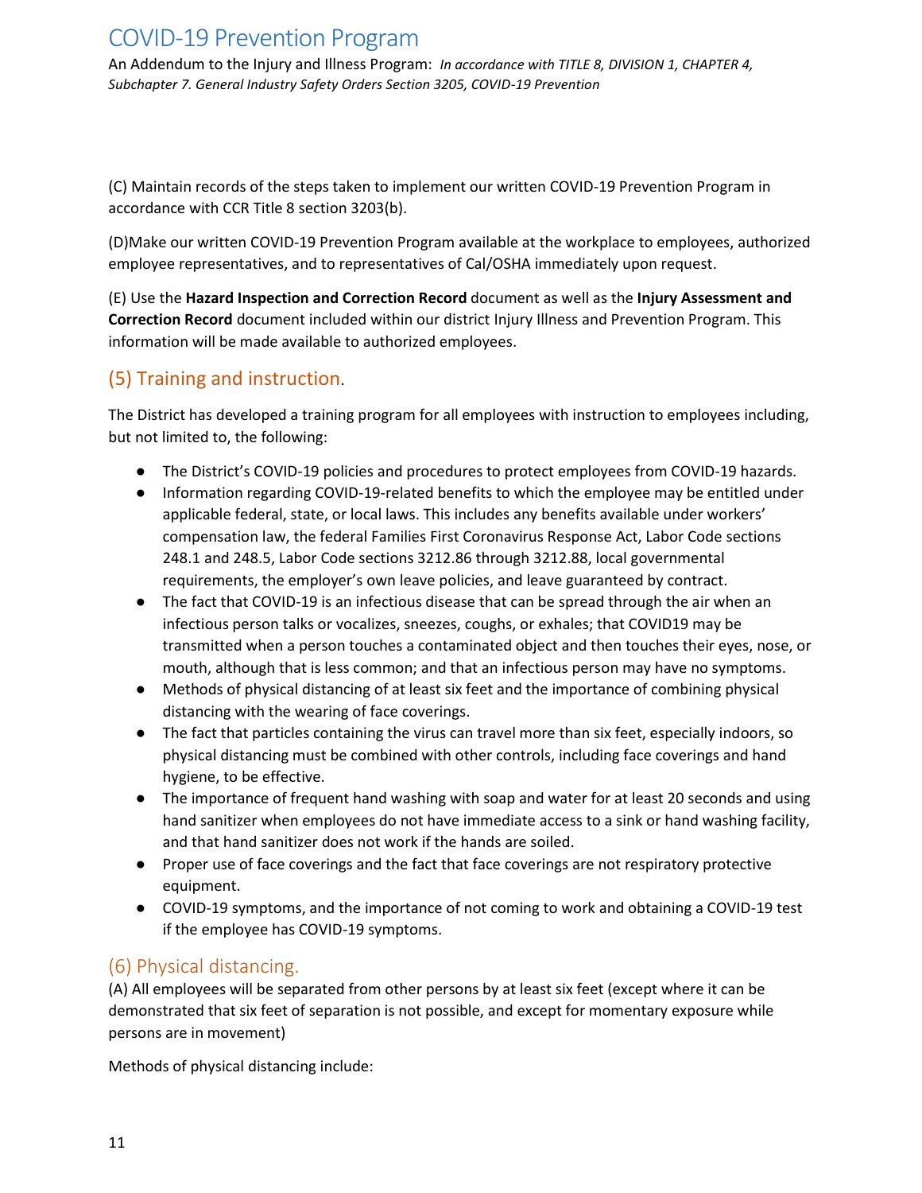(C) Maintain records of the steps taken to implement our written COVID-19 Prevention Program in accordance with CCR Title 8 section 3203(b).

(D)Make our written COVID-19 Prevention Program available at the workplace to employees, authorized employee representatives, and to representatives of Cal/OSHA immediately upon request.

(E) Use the **Hazard Inspection and Correction Record** document as well as the **Injury Assessment and Correction Record** document included within our district Injury Illness and Prevention Program. This information will be made available to authorized employees.

## (5) Training and instruction.

The District has developed a training program for all employees with instruction to employees including, but not limited to, the following:

- The District's COVID-19 policies and procedures to protect employees from COVID-19 hazards.
- Information regarding COVID-19-related benefits to which the employee may be entitled under applicable federal, state, or local laws. This includes any benefits available under workers' compensation law, the federal Families First Coronavirus Response Act, Labor Code sections 248.1 and 248.5, Labor Code sections 3212.86 through 3212.88, local governmental requirements, the employer's own leave policies, and leave guaranteed by contract.
- The fact that COVID-19 is an infectious disease that can be spread through the air when an infectious person talks or vocalizes, sneezes, coughs, or exhales; that COVID19 may be transmitted when a person touches a contaminated object and then touches their eyes, nose, or mouth, although that is less common; and that an infectious person may have no symptoms.
- Methods of physical distancing of at least six feet and the importance of combining physical distancing with the wearing of face coverings.
- The fact that particles containing the virus can travel more than six feet, especially indoors, so physical distancing must be combined with other controls, including face coverings and hand hygiene, to be effective.
- The importance of frequent hand washing with soap and water for at least 20 seconds and using hand sanitizer when employees do not have immediate access to a sink or hand washing facility, and that hand sanitizer does not work if the hands are soiled.
- Proper use of face coverings and the fact that face coverings are not respiratory protective equipment.
- COVID-19 symptoms, and the importance of not coming to work and obtaining a COVID-19 test if the employee has COVID-19 symptoms.

## (6) Physical distancing.

(A) All employees will be separated from other persons by at least six feet (except where it can be demonstrated that six feet of separation is not possible, and except for momentary exposure while persons are in movement)

Methods of physical distancing include: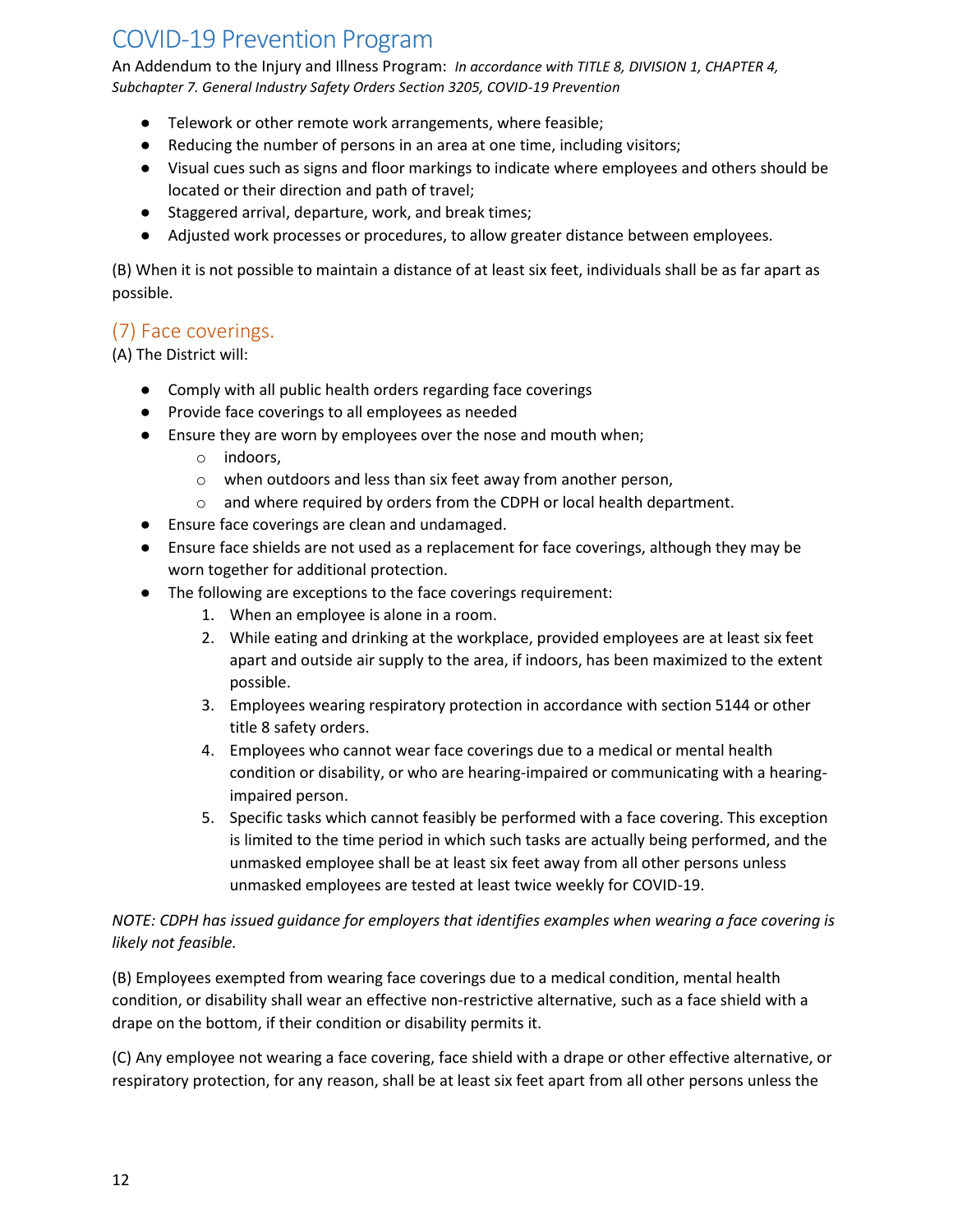- Telework or other remote work arrangements, where feasible;
- Reducing the number of persons in an area at one time, including visitors;
- Visual cues such as signs and floor markings to indicate where employees and others should be located or their direction and path of travel;
- Staggered arrival, departure, work, and break times;
- Adjusted work processes or procedures, to allow greater distance between employees.

(B) When it is not possible to maintain a distance of at least six feet, individuals shall be as far apart as possible.

## (7) Face coverings.

(A) The District will:

- Comply with all public health orders regarding face coverings
- Provide face coverings to all employees as needed
- Ensure they are worn by employees over the nose and mouth when;
  - indoors,
  - when outdoors and less than six feet away from another person,
  - and where required by orders from the CDPH or local health department.
- Ensure face coverings are clean and undamaged.
- Ensure face shields are not used as a replacement for face coverings, although they may be worn together for additional protection.
- The following are exceptions to the face coverings requirement:
  1. When an employee is alone in a room.
  2. While eating and drinking at the workplace, provided employees are at least six feet apart and outside air supply to the area, if indoors, has been maximized to the extent possible.
  3. Employees wearing respiratory protection in accordance with section 5144 or other title 8 safety orders.
  4. Employees who cannot wear face coverings due to a medical or mental health condition or disability, or who are hearing-impaired or communicating with a hearing-impaired person.
  5. Specific tasks which cannot feasibly be performed with a face covering. This exception is limited to the time period in which such tasks are actually being performed, and the unmasked employee shall be at least six feet away from all other persons unless unmasked employees are tested at least twice weekly for COVID-19.

*NOTE: CDPH has issued guidance for employers that identifies examples when wearing a face covering is likely not feasible.*

(B) Employees exempted from wearing face coverings due to a medical condition, mental health condition, or disability shall wear an effective non-restrictive alternative, such as a face shield with a drape on the bottom, if their condition or disability permits it.

(C) Any employee not wearing a face covering, face shield with a drape or other effective alternative, or respiratory protection, for any reason, shall be at least six feet apart from all other persons unless the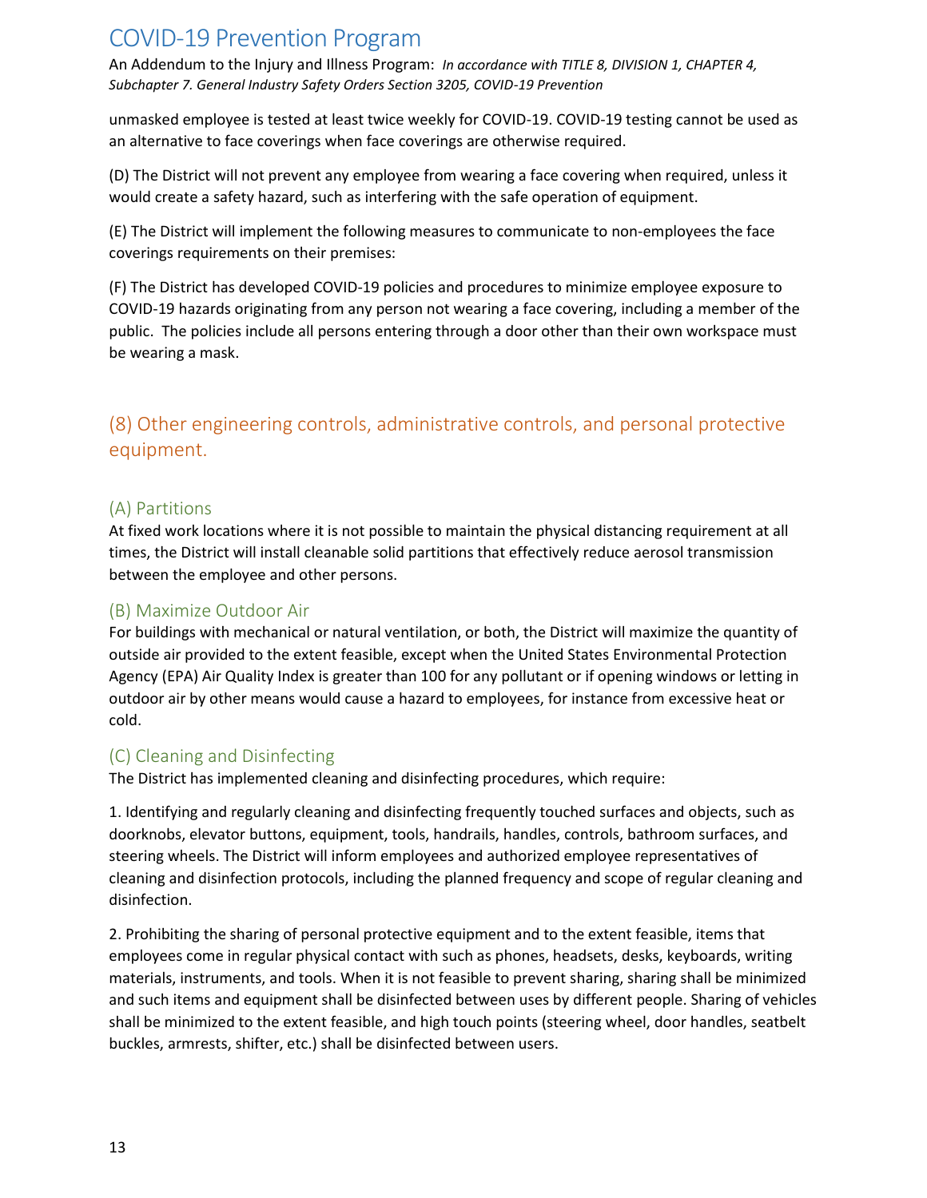unmasked employee is tested at least twice weekly for COVID-19. COVID-19 testing cannot be used as an alternative to face coverings when face coverings are otherwise required.

(D) The District will not prevent any employee from wearing a face covering when required, unless it would create a safety hazard, such as interfering with the safe operation of equipment.

(E) The District will implement the following measures to communicate to non-employees the face coverings requirements on their premises:

(F) The District has developed COVID-19 policies and procedures to minimize employee exposure to COVID-19 hazards originating from any person not wearing a face covering, including a member of the public. The policies include all persons entering through a door other than their own workspace must be wearing a mask.

## (8) Other engineering controls, administrative controls, and personal protective equipment.

### (A) Partitions

At fixed work locations where it is not possible to maintain the physical distancing requirement at all times, the District will install cleanable solid partitions that effectively reduce aerosol transmission between the employee and other persons.

### (B) Maximize Outdoor Air

For buildings with mechanical or natural ventilation, or both, the District will maximize the quantity of outside air provided to the extent feasible, except when the United States Environmental Protection Agency (EPA) Air Quality Index is greater than 100 for any pollutant or if opening windows or letting in outdoor air by other means would cause a hazard to employees, for instance from excessive heat or cold.

### (C) Cleaning and Disinfecting

The District has implemented cleaning and disinfecting procedures, which require:

1. Identifying and regularly cleaning and disinfecting frequently touched surfaces and objects, such as doorknobs, elevator buttons, equipment, tools, handrails, handles, controls, bathroom surfaces, and steering wheels. The District will inform employees and authorized employee representatives of cleaning and disinfection protocols, including the planned frequency and scope of regular cleaning and disinfection.

2. Prohibiting the sharing of personal protective equipment and to the extent feasible, items that employees come in regular physical contact with such as phones, headsets, desks, keyboards, writing materials, instruments, and tools. When it is not feasible to prevent sharing, sharing shall be minimized and such items and equipment shall be disinfected between uses by different people. Sharing of vehicles shall be minimized to the extent feasible, and high touch points (steering wheel, door handles, seatbelt buckles, armrests, shifter, etc.) shall be disinfected between users.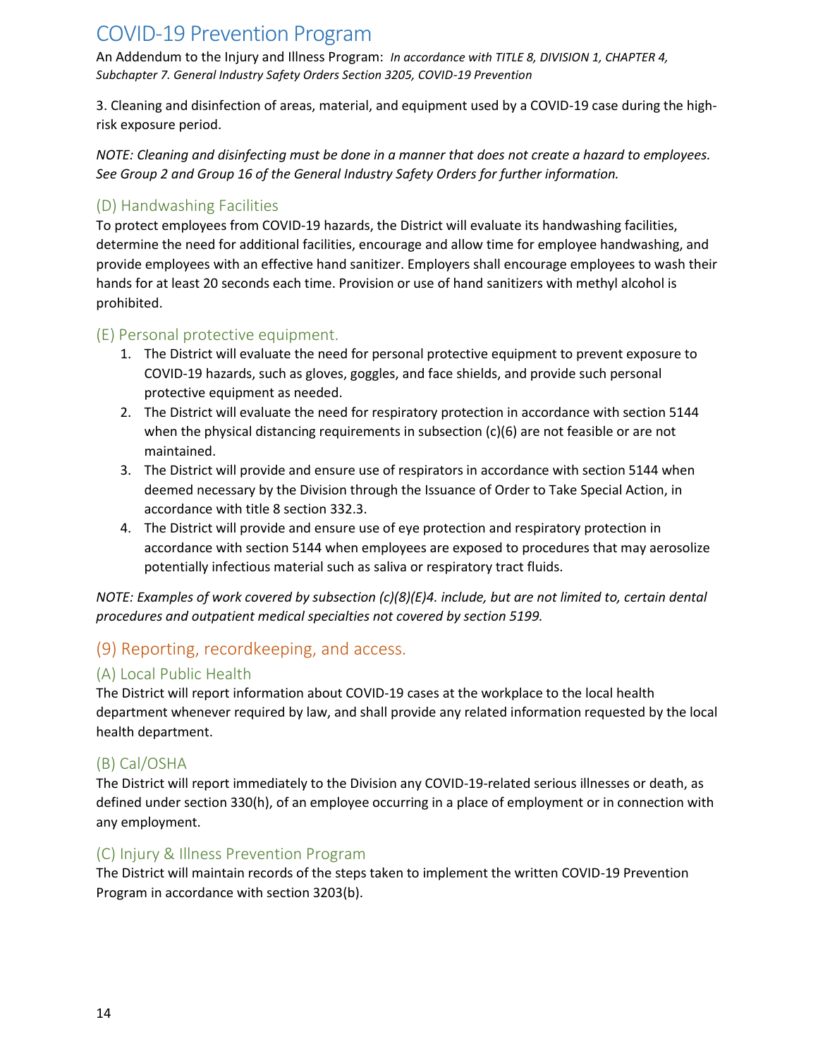3. Cleaning and disinfection of areas, material, and equipment used by a COVID-19 case during the high-risk exposure period.

*NOTE: Cleaning and disinfecting must be done in a manner that does not create a hazard to employees. See Group 2 and Group 16 of the General Industry Safety Orders for further information.*

### (D) Handwashing Facilities

To protect employees from COVID-19 hazards, the District will evaluate its handwashing facilities, determine the need for additional facilities, encourage and allow time for employee handwashing, and provide employees with an effective hand sanitizer. Employers shall encourage employees to wash their hands for at least 20 seconds each time. Provision or use of hand sanitizers with methyl alcohol is prohibited.

### (E) Personal protective equipment.

1. The District will evaluate the need for personal protective equipment to prevent exposure to COVID-19 hazards, such as gloves, goggles, and face shields, and provide such personal protective equipment as needed.
2. The District will evaluate the need for respiratory protection in accordance with section 5144 when the physical distancing requirements in subsection (c)(6) are not feasible or are not maintained.
3. The District will provide and ensure use of respirators in accordance with section 5144 when deemed necessary by the Division through the Issuance of Order to Take Special Action, in accordance with title 8 section 332.3.
4. The District will provide and ensure use of eye protection and respiratory protection in accordance with section 5144 when employees are exposed to procedures that may aerosolize potentially infectious material such as saliva or respiratory tract fluids.

*NOTE: Examples of work covered by subsection (c)(8)(E)4. include, but are not limited to, certain dental procedures and outpatient medical specialties not covered by section 5199.*

## (9) Reporting, recordkeeping, and access.

### (A) Local Public Health

The District will report information about COVID-19 cases at the workplace to the local health department whenever required by law, and shall provide any related information requested by the local health department.

### (B) Cal/OSHA

The District will report immediately to the Division any COVID-19-related serious illnesses or death, as defined under section 330(h), of an employee occurring in a place of employment or in connection with any employment.

### (C) Injury & Illness Prevention Program

The District will maintain records of the steps taken to implement the written COVID-19 Prevention Program in accordance with section 3203(b).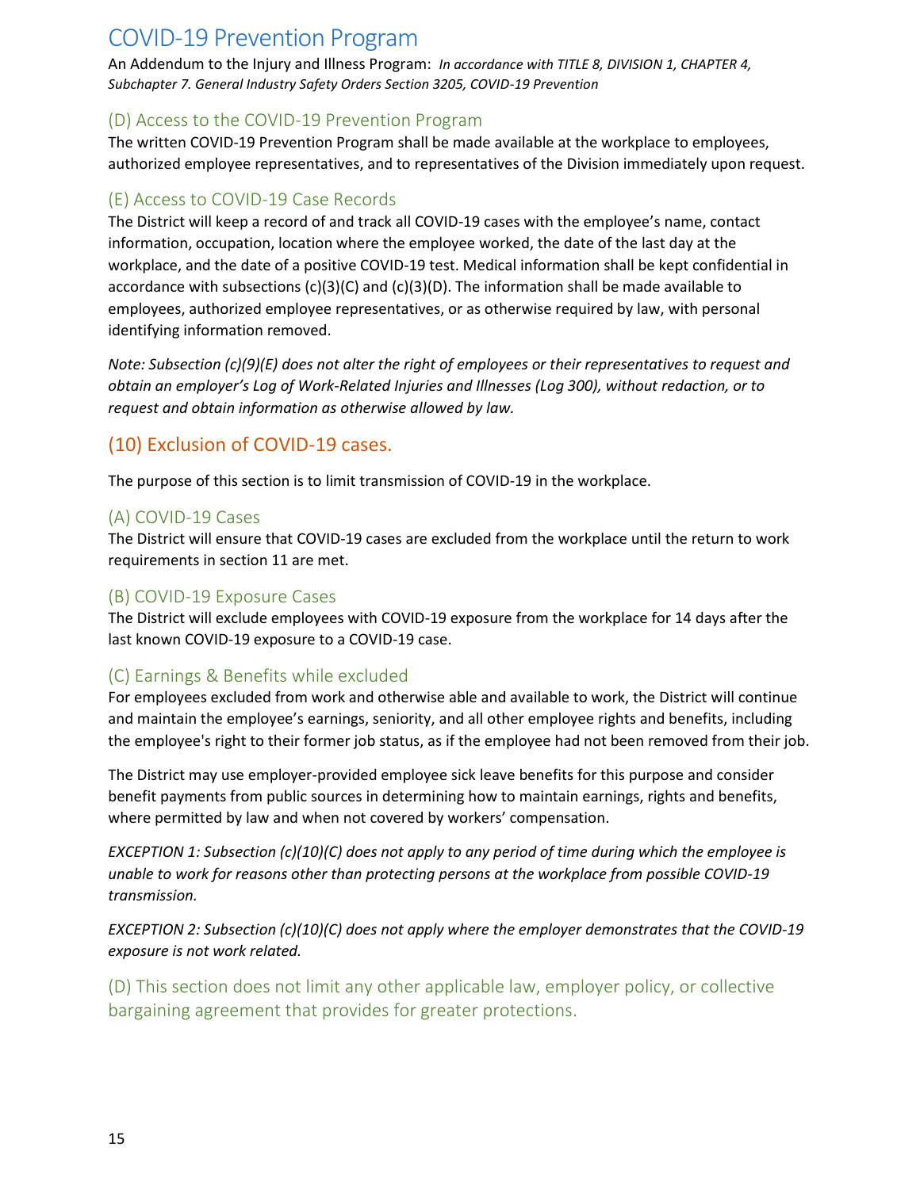# COVID-19 Prevention Program

An Addendum to the Injury and Illness Program: *In accordance with TITLE 8, DIVISION 1, CHAPTER 4, Subchapter 7. General Industry Safety Orders Section 3205, COVID-19 Prevention*

### (D) Access to the COVID-19 Prevention Program

The written COVID-19 Prevention Program shall be made available at the workplace to employees, authorized employee representatives, and to representatives of the Division immediately upon request.

### (E) Access to COVID-19 Case Records

The District will keep a record of and track all COVID-19 cases with the employee's name, contact information, occupation, location where the employee worked, the date of the last day at the workplace, and the date of a positive COVID-19 test. Medical information shall be kept confidential in accordance with subsections (c)(3)(C) and (c)(3)(D). The information shall be made available to employees, authorized employee representatives, or as otherwise required by law, with personal identifying information removed.

*Note: Subsection (c)(9)(E) does not alter the right of employees or their representatives to request and obtain an employer's Log of Work-Related Injuries and Illnesses (Log 300), without redaction, or to request and obtain information as otherwise allowed by law.*

## (10) Exclusion of COVID-19 cases.

The purpose of this section is to limit transmission of COVID-19 in the workplace.

### (A) COVID-19 Cases

The District will ensure that COVID-19 cases are excluded from the workplace until the return to work requirements in section 11 are met.

### (B) COVID-19 Exposure Cases

The District will exclude employees with COVID-19 exposure from the workplace for 14 days after the last known COVID-19 exposure to a COVID-19 case.

### (C) Earnings & Benefits while excluded

For employees excluded from work and otherwise able and available to work, the District will continue and maintain the employee's earnings, seniority, and all other employee rights and benefits, including the employee's right to their former job status, as if the employee had not been removed from their job.

The District may use employer-provided employee sick leave benefits for this purpose and consider benefit payments from public sources in determining how to maintain earnings, rights and benefits, where permitted by law and when not covered by workers' compensation.

*EXCEPTION 1: Subsection (c)(10)(C) does not apply to any period of time during which the employee is unable to work for reasons other than protecting persons at the workplace from possible COVID-19 transmission.*

*EXCEPTION 2: Subsection (c)(10)(C) does not apply where the employer demonstrates that the COVID-19 exposure is not work related.*

### (D) This section does not limit any other applicable law, employer policy, or collective bargaining agreement that provides for greater protections.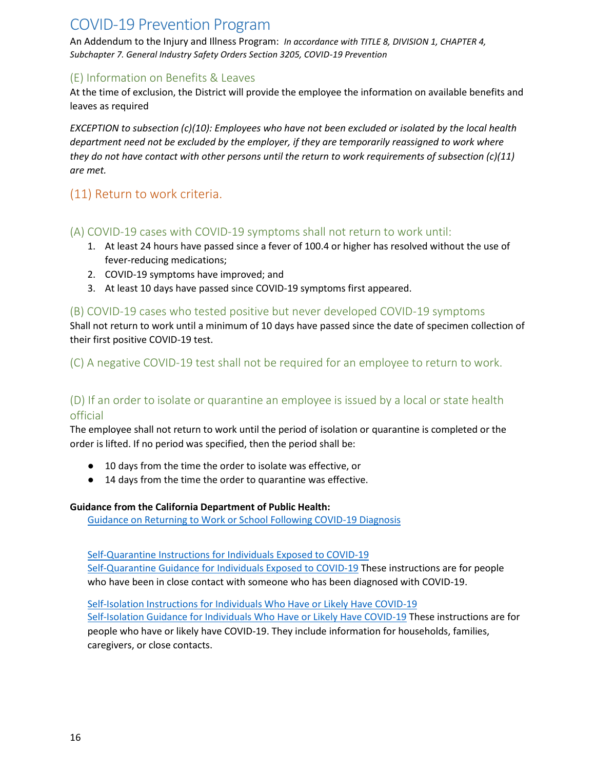# COVID-19 Prevention Program

An Addendum to the Injury and Illness Program: *In accordance with TITLE 8, DIVISION 1, CHAPTER 4, Subchapter 7. General Industry Safety Orders Section 3205, COVID-19 Prevention*

### (E) Information on Benefits & Leaves

At the time of exclusion, the District will provide the employee the information on available benefits and leaves as required

*EXCEPTION to subsection (c)(10): Employees who have not been excluded or isolated by the local health department need not be excluded by the employer, if they are temporarily reassigned to work where they do not have contact with other persons until the return to work requirements of subsection (c)(11) are met.*

## (11) Return to work criteria.

### (A) COVID-19 cases with COVID-19 symptoms shall not return to work until:

1. At least 24 hours have passed since a fever of 100.4 or higher has resolved without the use of fever-reducing medications;
2. COVID-19 symptoms have improved; and
3. At least 10 days have passed since COVID-19 symptoms first appeared.

### (B) COVID-19 cases who tested positive but never developed COVID-19 symptoms

Shall not return to work until a minimum of 10 days have passed since the date of specimen collection of their first positive COVID-19 test.

### (C) A negative COVID-19 test shall not be required for an employee to return to work.

### (D) If an order to isolate or quarantine an employee is issued by a local or state health official

The employee shall not return to work until the period of isolation or quarantine is completed or the order is lifted. If no period was specified, then the period shall be:

- 10 days from the time the order to isolate was effective, or
- 14 days from the time the order to quarantine was effective.

**Guidance from the California Department of Public Health:**

Guidance on Returning to Work or School Following COVID-19 Diagnosis

Self-Quarantine Instructions for Individuals Exposed to COVID-19
Self-Quarantine Guidance for Individuals Exposed to COVID-19 These instructions are for people who have been in close contact with someone who has been diagnosed with COVID-19.

Self-Isolation Instructions for Individuals Who Have or Likely Have COVID-19
Self-Isolation Guidance for Individuals Who Have or Likely Have COVID-19 These instructions are for people who have or likely have COVID-19. They include information for households, families, caregivers, or close contacts.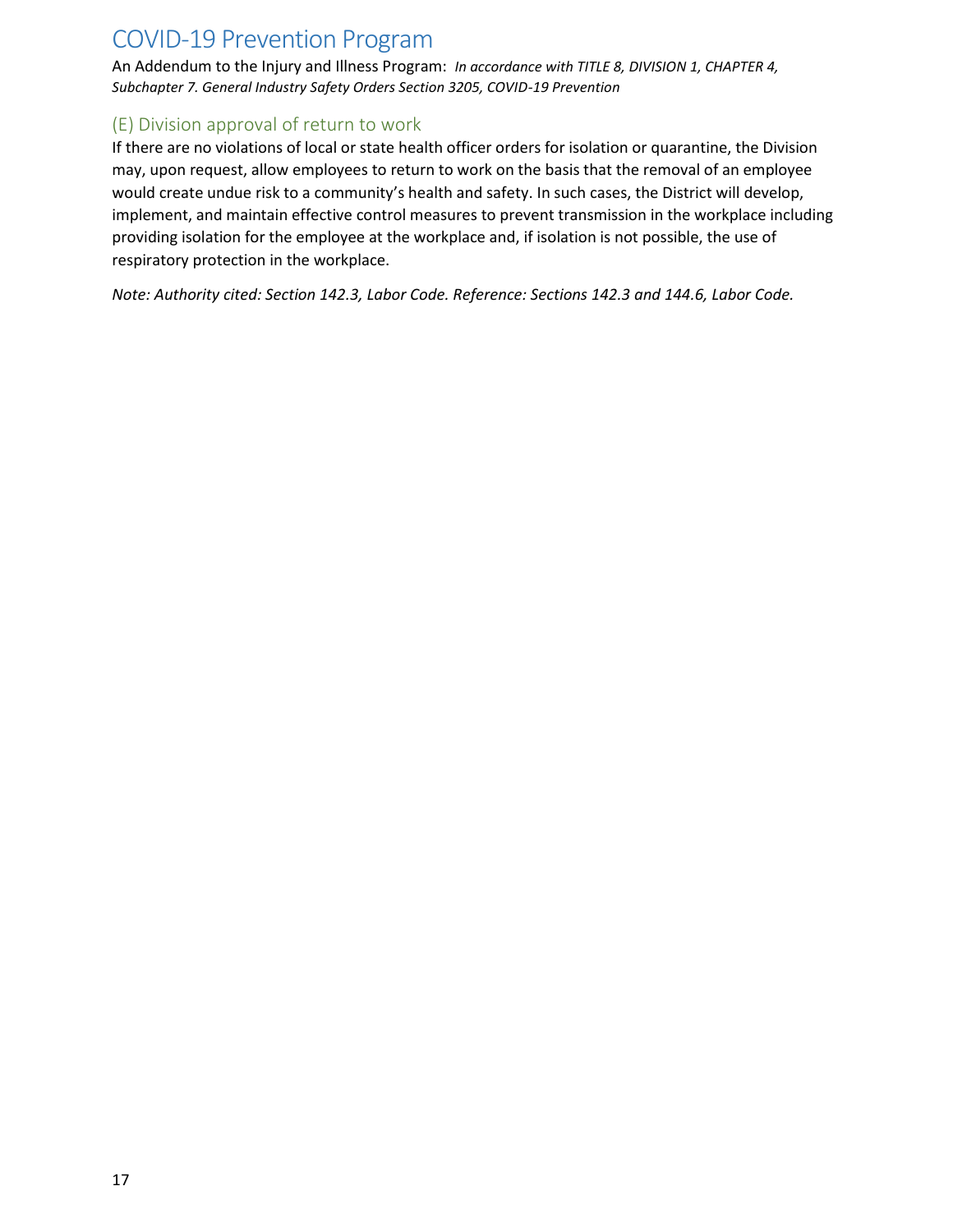## (E) Division approval of return to work

If there are no violations of local or state health officer orders for isolation or quarantine, the Division may, upon request, allow employees to return to work on the basis that the removal of an employee would create undue risk to a community's health and safety. In such cases, the District will develop, implement, and maintain effective control measures to prevent transmission in the workplace including providing isolation for the employee at the workplace and, if isolation is not possible, the use of respiratory protection in the workplace.

*Note: Authority cited: Section 142.3, Labor Code. Reference: Sections 142.3 and 144.6, Labor Code.*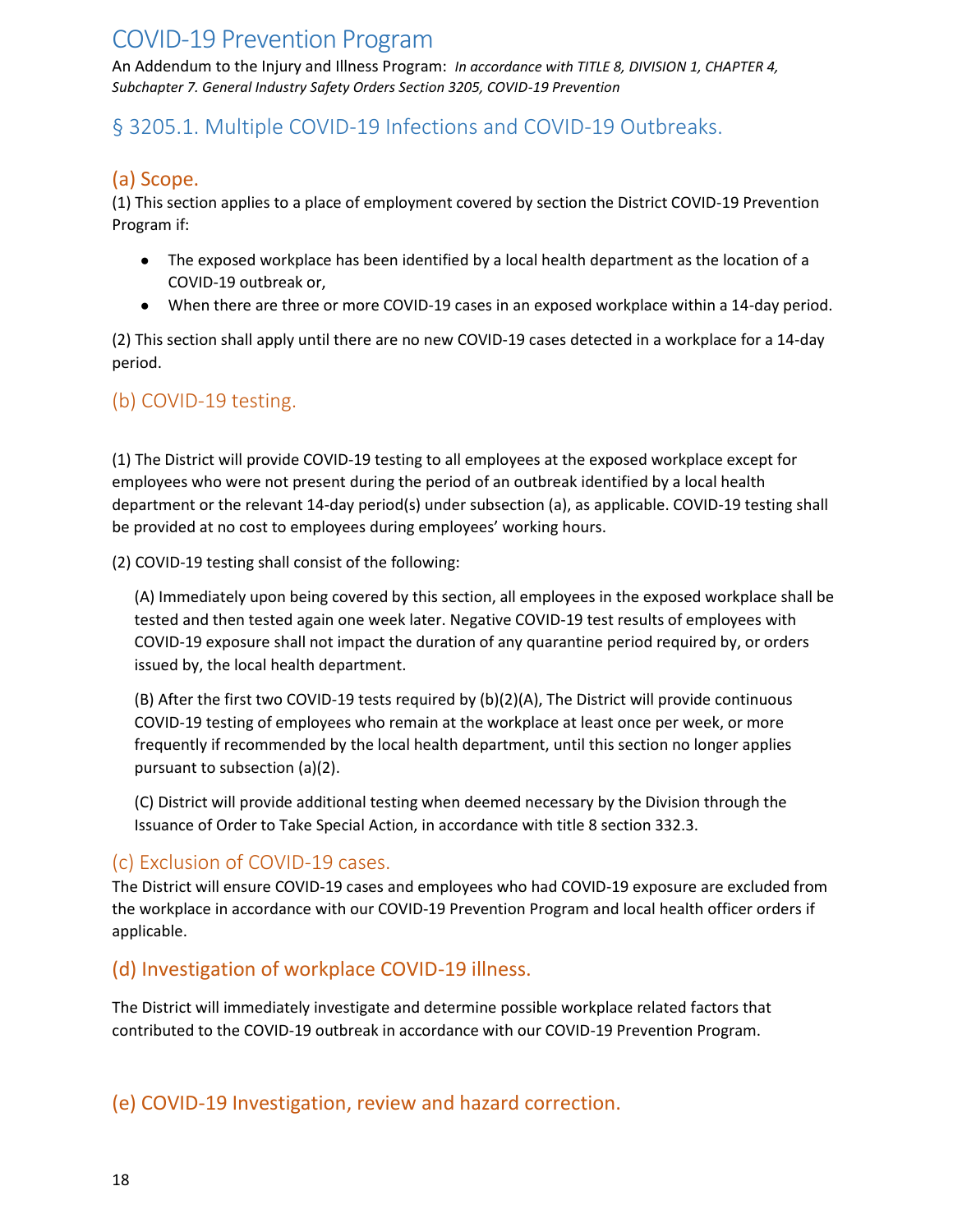# COVID-19 Prevention Program

An Addendum to the Injury and Illness Program: *In accordance with TITLE 8, DIVISION 1, CHAPTER 4, Subchapter 7. General Industry Safety Orders Section 3205, COVID-19 Prevention*

## § 3205.1. Multiple COVID-19 Infections and COVID-19 Outbreaks.

### (a) Scope.

(1) This section applies to a place of employment covered by section the District COVID-19 Prevention Program if:

- The exposed workplace has been identified by a local health department as the location of a COVID-19 outbreak or,
- When there are three or more COVID-19 cases in an exposed workplace within a 14-day period.

(2) This section shall apply until there are no new COVID-19 cases detected in a workplace for a 14-day period.

### (b) COVID-19 testing.

(1) The District will provide COVID-19 testing to all employees at the exposed workplace except for employees who were not present during the period of an outbreak identified by a local health department or the relevant 14-day period(s) under subsection (a), as applicable. COVID-19 testing shall be provided at no cost to employees during employees' working hours.

(2) COVID-19 testing shall consist of the following:

(A) Immediately upon being covered by this section, all employees in the exposed workplace shall be tested and then tested again one week later. Negative COVID-19 test results of employees with COVID-19 exposure shall not impact the duration of any quarantine period required by, or orders issued by, the local health department.

(B) After the first two COVID-19 tests required by (b)(2)(A), The District will provide continuous COVID-19 testing of employees who remain at the workplace at least once per week, or more frequently if recommended by the local health department, until this section no longer applies pursuant to subsection (a)(2).

(C) District will provide additional testing when deemed necessary by the Division through the Issuance of Order to Take Special Action, in accordance with title 8 section 332.3.

### (c) Exclusion of COVID-19 cases.

The District will ensure COVID-19 cases and employees who had COVID-19 exposure are excluded from the workplace in accordance with our COVID-19 Prevention Program and local health officer orders if applicable.

### (d) Investigation of workplace COVID-19 illness.

The District will immediately investigate and determine possible workplace related factors that contributed to the COVID-19 outbreak in accordance with our COVID-19 Prevention Program.

### (e) COVID-19 Investigation, review and hazard correction.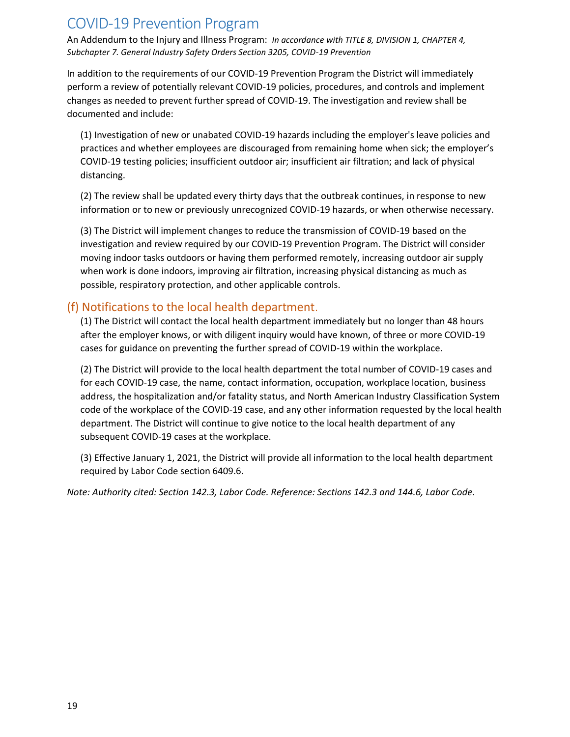# COVID-19 Prevention Program

An Addendum to the Injury and Illness Program: *In accordance with TITLE 8, DIVISION 1, CHAPTER 4, Subchapter 7. General Industry Safety Orders Section 3205, COVID-19 Prevention*

In addition to the requirements of our COVID-19 Prevention Program the District will immediately perform a review of potentially relevant COVID-19 policies, procedures, and controls and implement changes as needed to prevent further spread of COVID-19. The investigation and review shall be documented and include:

(1) Investigation of new or unabated COVID-19 hazards including the employer's leave policies and practices and whether employees are discouraged from remaining home when sick; the employer's COVID-19 testing policies; insufficient outdoor air; insufficient air filtration; and lack of physical distancing.

(2) The review shall be updated every thirty days that the outbreak continues, in response to new information or to new or previously unrecognized COVID-19 hazards, or when otherwise necessary.

(3) The District will implement changes to reduce the transmission of COVID-19 based on the investigation and review required by our COVID-19 Prevention Program. The District will consider moving indoor tasks outdoors or having them performed remotely, increasing outdoor air supply when work is done indoors, improving air filtration, increasing physical distancing as much as possible, respiratory protection, and other applicable controls.

## (f) Notifications to the local health department.

(1) The District will contact the local health department immediately but no longer than 48 hours after the employer knows, or with diligent inquiry would have known, of three or more COVID-19 cases for guidance on preventing the further spread of COVID-19 within the workplace.

(2) The District will provide to the local health department the total number of COVID-19 cases and for each COVID-19 case, the name, contact information, occupation, workplace location, business address, the hospitalization and/or fatality status, and North American Industry Classification System code of the workplace of the COVID-19 case, and any other information requested by the local health department. The District will continue to give notice to the local health department of any subsequent COVID-19 cases at the workplace.

(3) Effective January 1, 2021, the District will provide all information to the local health department required by Labor Code section 6409.6.

*Note: Authority cited: Section 142.3, Labor Code. Reference: Sections 142.3 and 144.6, Labor Code.*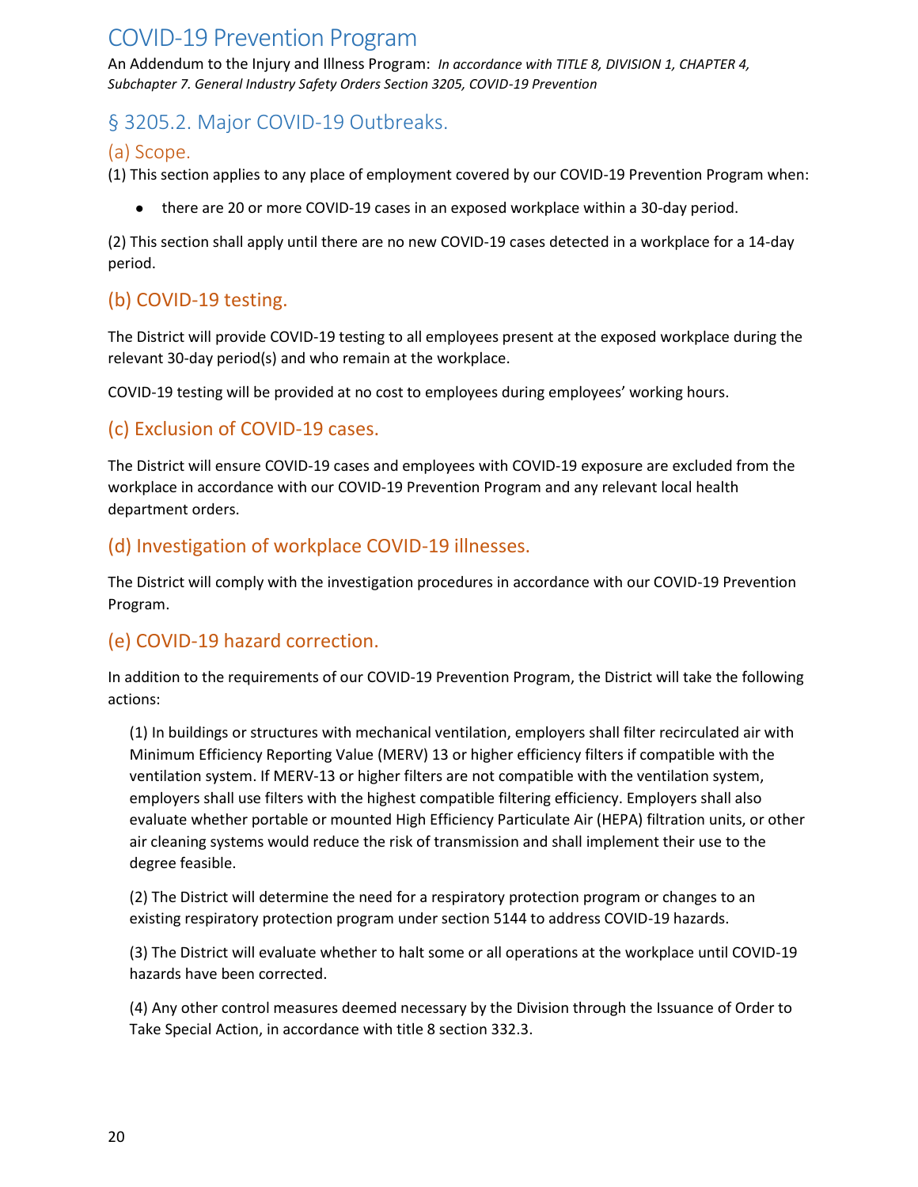# COVID-19 Prevention Program

An Addendum to the Injury and Illness Program: *In accordance with TITLE 8, DIVISION 1, CHAPTER 4, Subchapter 7. General Industry Safety Orders Section 3205, COVID-19 Prevention*

## § 3205.2. Major COVID-19 Outbreaks.

### (a) Scope.

(1) This section applies to any place of employment covered by our COVID-19 Prevention Program when:

- there are 20 or more COVID-19 cases in an exposed workplace within a 30-day period.

(2) This section shall apply until there are no new COVID-19 cases detected in a workplace for a 14-day period.

### (b) COVID-19 testing.

The District will provide COVID-19 testing to all employees present at the exposed workplace during the relevant 30-day period(s) and who remain at the workplace.

COVID-19 testing will be provided at no cost to employees during employees' working hours.

### (c) Exclusion of COVID-19 cases.

The District will ensure COVID-19 cases and employees with COVID-19 exposure are excluded from the workplace in accordance with our COVID-19 Prevention Program and any relevant local health department orders.

### (d) Investigation of workplace COVID-19 illnesses.

The District will comply with the investigation procedures in accordance with our COVID-19 Prevention Program.

### (e) COVID-19 hazard correction.

In addition to the requirements of our COVID-19 Prevention Program, the District will take the following actions:

(1) In buildings or structures with mechanical ventilation, employers shall filter recirculated air with Minimum Efficiency Reporting Value (MERV) 13 or higher efficiency filters if compatible with the ventilation system. If MERV-13 or higher filters are not compatible with the ventilation system, employers shall use filters with the highest compatible filtering efficiency. Employers shall also evaluate whether portable or mounted High Efficiency Particulate Air (HEPA) filtration units, or other air cleaning systems would reduce the risk of transmission and shall implement their use to the degree feasible.

(2) The District will determine the need for a respiratory protection program or changes to an existing respiratory protection program under section 5144 to address COVID-19 hazards.

(3) The District will evaluate whether to halt some or all operations at the workplace until COVID-19 hazards have been corrected.

(4) Any other control measures deemed necessary by the Division through the Issuance of Order to Take Special Action, in accordance with title 8 section 332.3.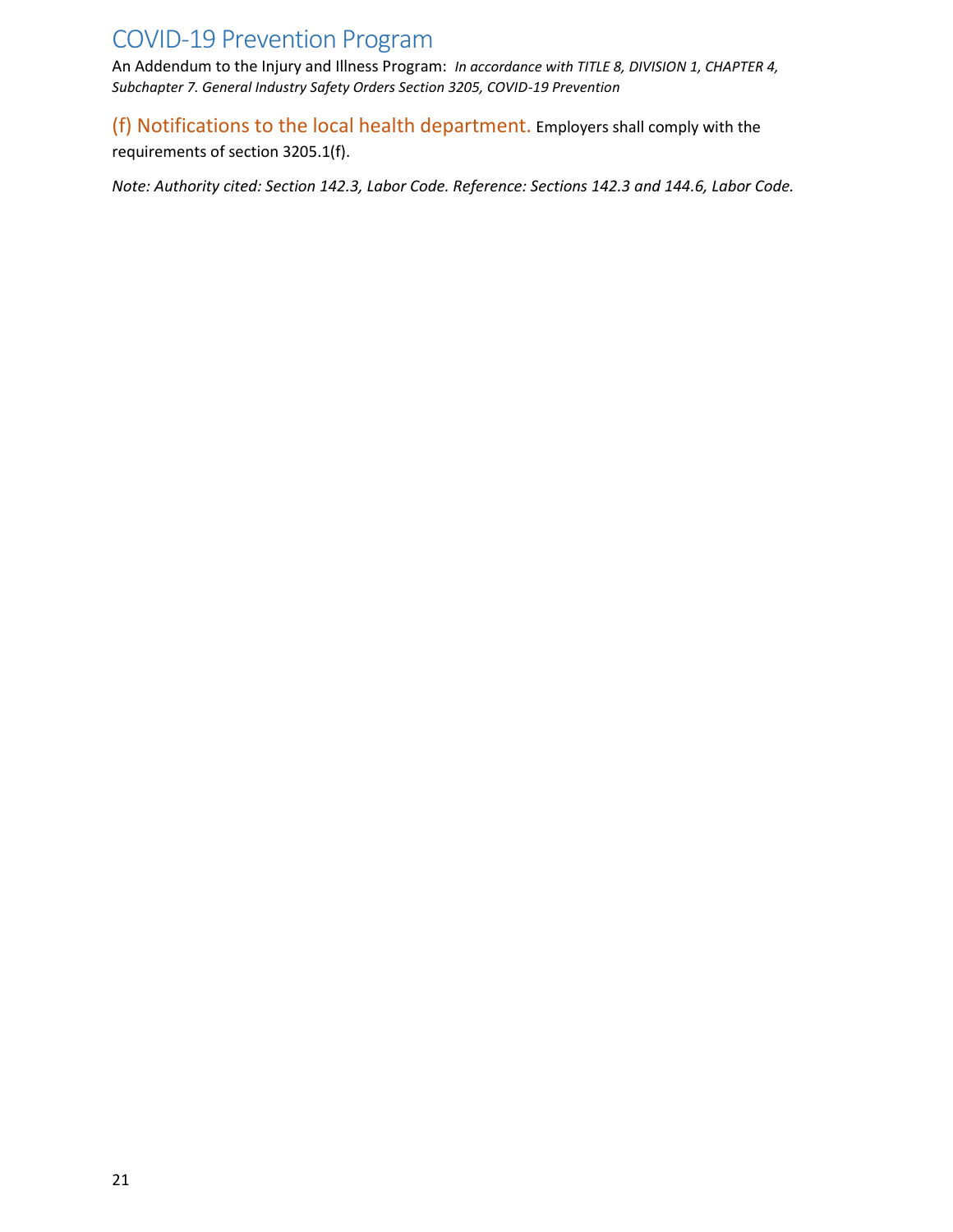# COVID-19 Prevention Program

An Addendum to the Injury and Illness Program: *In accordance with TITLE 8, DIVISION 1, CHAPTER 4, Subchapter 7. General Industry Safety Orders Section 3205, COVID-19 Prevention*

## (f) Notifications to the local health department.

Employers shall comply with the requirements of section 3205.1(f).

*Note: Authority cited: Section 142.3, Labor Code. Reference: Sections 142.3 and 144.6, Labor Code.*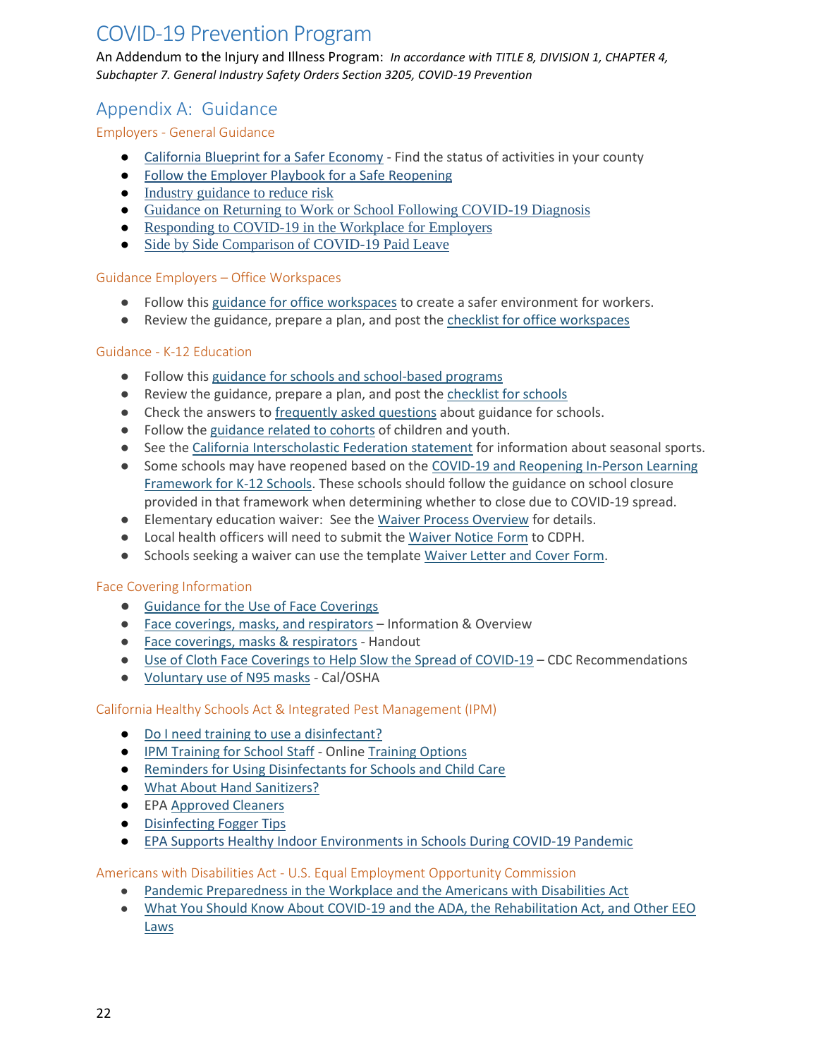# COVID-19 Prevention Program

An Addendum to the Injury and Illness Program: *In accordance with TITLE 8, DIVISION 1, CHAPTER 4, Subchapter 7. General Industry Safety Orders Section 3205, COVID-19 Prevention*

## Appendix A: Guidance

### Employers - General Guidance

- California Blueprint for a Safer Economy - Find the status of activities in your county
- Follow the Employer Playbook for a Safe Reopening
- Industry guidance to reduce risk
- Guidance on Returning to Work or School Following COVID-19 Diagnosis
- Responding to COVID-19 in the Workplace for Employers
- Side by Side Comparison of COVID-19 Paid Leave

### Guidance Employers – Office Workspaces

- Follow this guidance for office workspaces to create a safer environment for workers.
- Review the guidance, prepare a plan, and post the checklist for office workspaces

### Guidance - K-12 Education

- Follow this guidance for schools and school-based programs
- Review the guidance, prepare a plan, and post the checklist for schools
- Check the answers to frequently asked questions about guidance for schools.
- Follow the guidance related to cohorts of children and youth.
- See the California Interscholastic Federation statement for information about seasonal sports.
- Some schools may have reopened based on the COVID-19 and Reopening In-Person Learning Framework for K-12 Schools. These schools should follow the guidance on school closure provided in that framework when determining whether to close due to COVID-19 spread.
- Elementary education waiver: See the Waiver Process Overview for details.
- Local health officers will need to submit the Waiver Notice Form to CDPH.
- Schools seeking a waiver can use the template Waiver Letter and Cover Form.

### Face Covering Information

- Guidance for the Use of Face Coverings
- Face coverings, masks, and respirators – Information & Overview
- Face coverings, masks & respirators - Handout
- Use of Cloth Face Coverings to Help Slow the Spread of COVID-19 – CDC Recommendations
- Voluntary use of N95 masks - Cal/OSHA

### California Healthy Schools Act & Integrated Pest Management (IPM)

- Do I need training to use a disinfectant?
- IPM Training for School Staff - Online Training Options
- Reminders for Using Disinfectants for Schools and Child Care
- What About Hand Sanitizers?
- EPA Approved Cleaners
- Disinfecting Fogger Tips
- EPA Supports Healthy Indoor Environments in Schools During COVID-19 Pandemic

### Americans with Disabilities Act - U.S. Equal Employment Opportunity Commission

- Pandemic Preparedness in the Workplace and the Americans with Disabilities Act
- What You Should Know About COVID-19 and the ADA, the Rehabilitation Act, and Other EEO Laws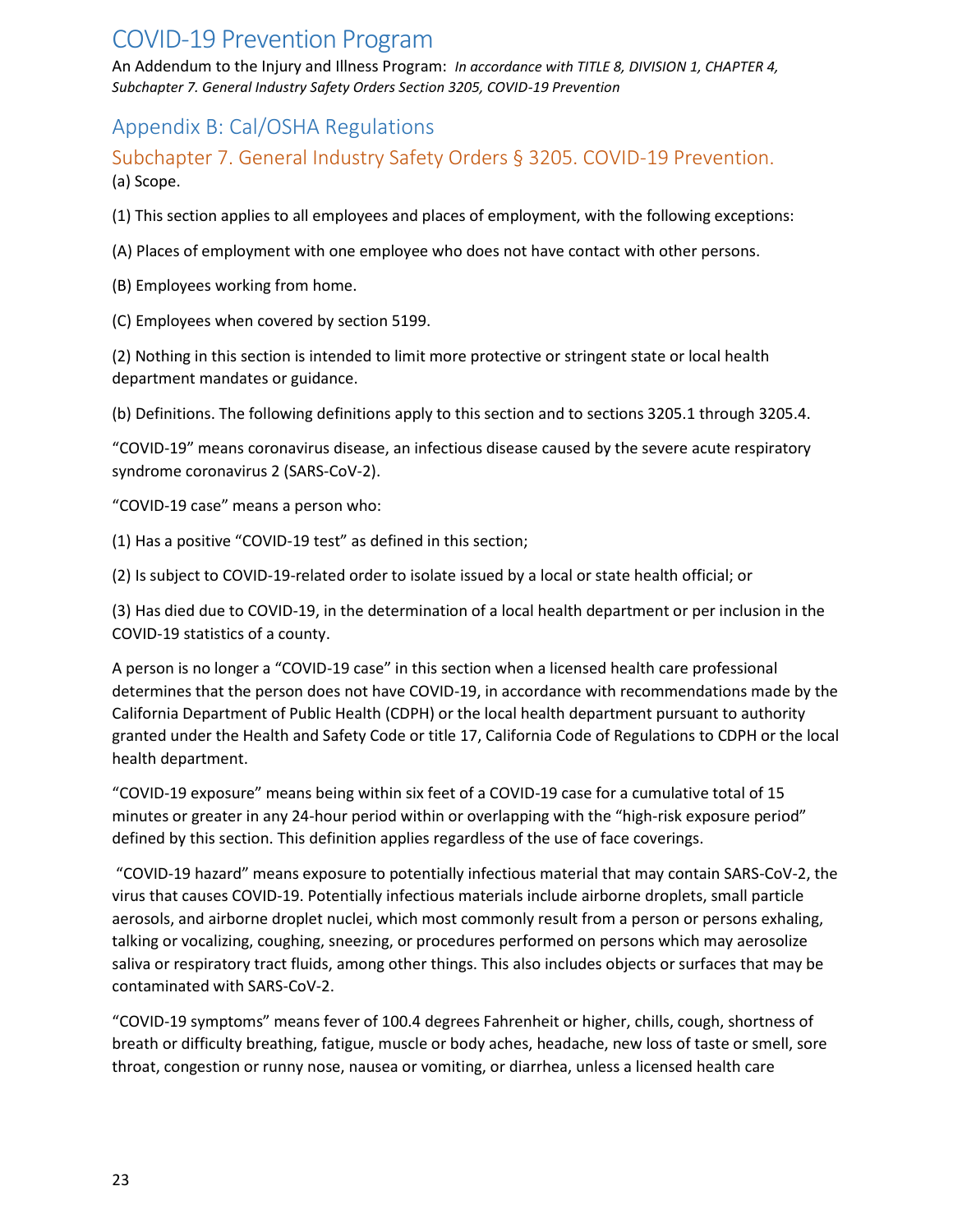# COVID-19 Prevention Program

An Addendum to the Injury and Illness Program: *In accordance with TITLE 8, DIVISION 1, CHAPTER 4, Subchapter 7. General Industry Safety Orders Section 3205, COVID-19 Prevention*

## Appendix B: Cal/OSHA Regulations

### Subchapter 7. General Industry Safety Orders § 3205. COVID-19 Prevention.

(a) Scope.

(1) This section applies to all employees and places of employment, with the following exceptions:

(A) Places of employment with one employee who does not have contact with other persons.

(B) Employees working from home.

(C) Employees when covered by section 5199.

(2) Nothing in this section is intended to limit more protective or stringent state or local health department mandates or guidance.

(b) Definitions. The following definitions apply to this section and to sections 3205.1 through 3205.4.

"COVID-19" means coronavirus disease, an infectious disease caused by the severe acute respiratory syndrome coronavirus 2 (SARS-CoV-2).

"COVID-19 case" means a person who:

(1) Has a positive "COVID-19 test" as defined in this section;

(2) Is subject to COVID-19-related order to isolate issued by a local or state health official; or

(3) Has died due to COVID-19, in the determination of a local health department or per inclusion in the COVID-19 statistics of a county.

A person is no longer a "COVID-19 case" in this section when a licensed health care professional determines that the person does not have COVID-19, in accordance with recommendations made by the California Department of Public Health (CDPH) or the local health department pursuant to authority granted under the Health and Safety Code or title 17, California Code of Regulations to CDPH or the local health department.

"COVID-19 exposure" means being within six feet of a COVID-19 case for a cumulative total of 15 minutes or greater in any 24-hour period within or overlapping with the "high-risk exposure period" defined by this section. This definition applies regardless of the use of face coverings.

"COVID-19 hazard" means exposure to potentially infectious material that may contain SARS-CoV-2, the virus that causes COVID-19. Potentially infectious materials include airborne droplets, small particle aerosols, and airborne droplet nuclei, which most commonly result from a person or persons exhaling, talking or vocalizing, coughing, sneezing, or procedures performed on persons which may aerosolize saliva or respiratory tract fluids, among other things. This also includes objects or surfaces that may be contaminated with SARS-CoV-2.

"COVID-19 symptoms" means fever of 100.4 degrees Fahrenheit or higher, chills, cough, shortness of breath or difficulty breathing, fatigue, muscle or body aches, headache, new loss of taste or smell, sore throat, congestion or runny nose, nausea or vomiting, or diarrhea, unless a licensed health care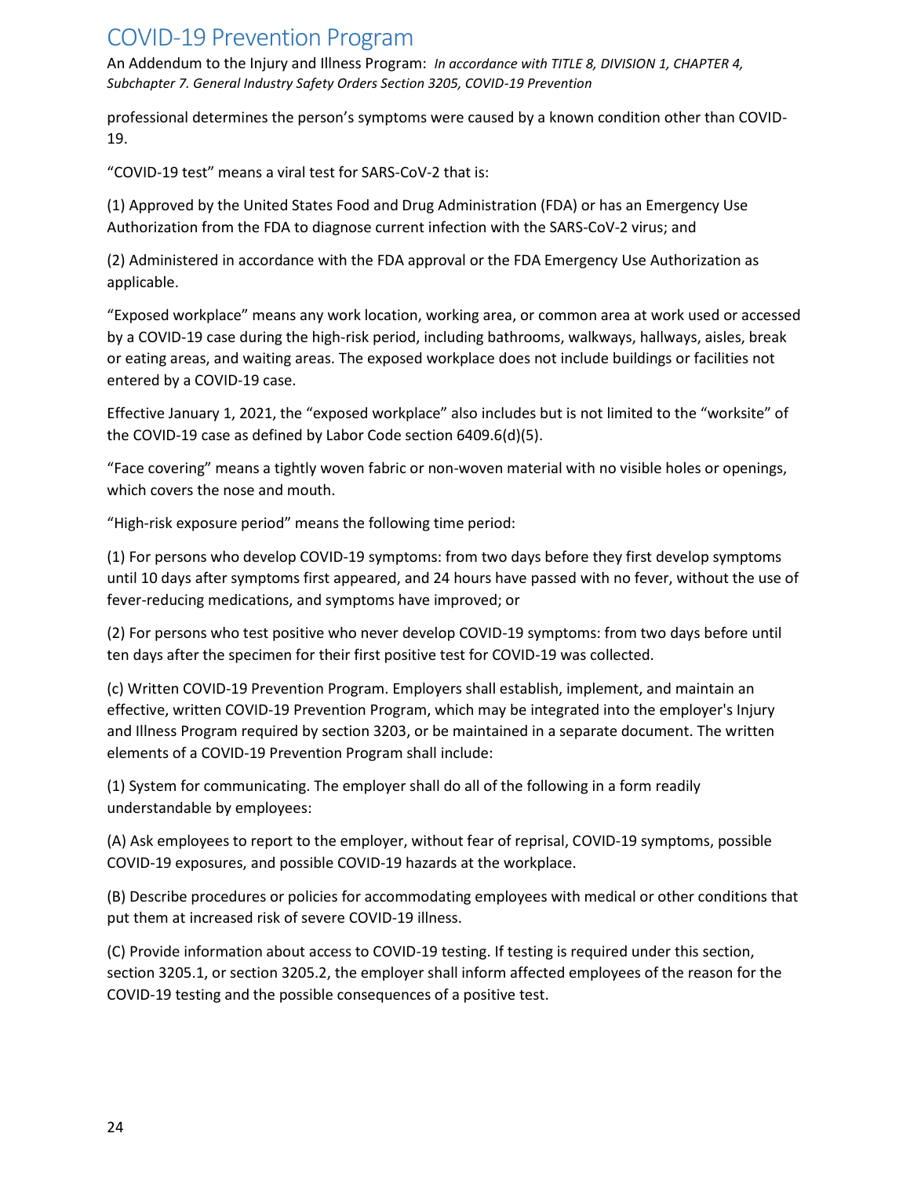professional determines the person's symptoms were caused by a known condition other than COVID-19.

"COVID-19 test" means a viral test for SARS-CoV-2 that is:

(1) Approved by the United States Food and Drug Administration (FDA) or has an Emergency Use Authorization from the FDA to diagnose current infection with the SARS-CoV-2 virus; and

(2) Administered in accordance with the FDA approval or the FDA Emergency Use Authorization as applicable.

"Exposed workplace" means any work location, working area, or common area at work used or accessed by a COVID-19 case during the high-risk period, including bathrooms, walkways, hallways, aisles, break or eating areas, and waiting areas. The exposed workplace does not include buildings or facilities not entered by a COVID-19 case.

Effective January 1, 2021, the "exposed workplace" also includes but is not limited to the "worksite" of the COVID-19 case as defined by Labor Code section 6409.6(d)(5).

"Face covering" means a tightly woven fabric or non-woven material with no visible holes or openings, which covers the nose and mouth.

"High-risk exposure period" means the following time period:

(1) For persons who develop COVID-19 symptoms: from two days before they first develop symptoms until 10 days after symptoms first appeared, and 24 hours have passed with no fever, without the use of fever-reducing medications, and symptoms have improved; or

(2) For persons who test positive who never develop COVID-19 symptoms: from two days before until ten days after the specimen for their first positive test for COVID-19 was collected.

(c) Written COVID-19 Prevention Program. Employers shall establish, implement, and maintain an effective, written COVID-19 Prevention Program, which may be integrated into the employer's Injury and Illness Program required by section 3203, or be maintained in a separate document. The written elements of a COVID-19 Prevention Program shall include:

(1) System for communicating. The employer shall do all of the following in a form readily understandable by employees:

(A) Ask employees to report to the employer, without fear of reprisal, COVID-19 symptoms, possible COVID-19 exposures, and possible COVID-19 hazards at the workplace.

(B) Describe procedures or policies for accommodating employees with medical or other conditions that put them at increased risk of severe COVID-19 illness.

(C) Provide information about access to COVID-19 testing. If testing is required under this section, section 3205.1, or section 3205.2, the employer shall inform affected employees of the reason for the COVID-19 testing and the possible consequences of a positive test.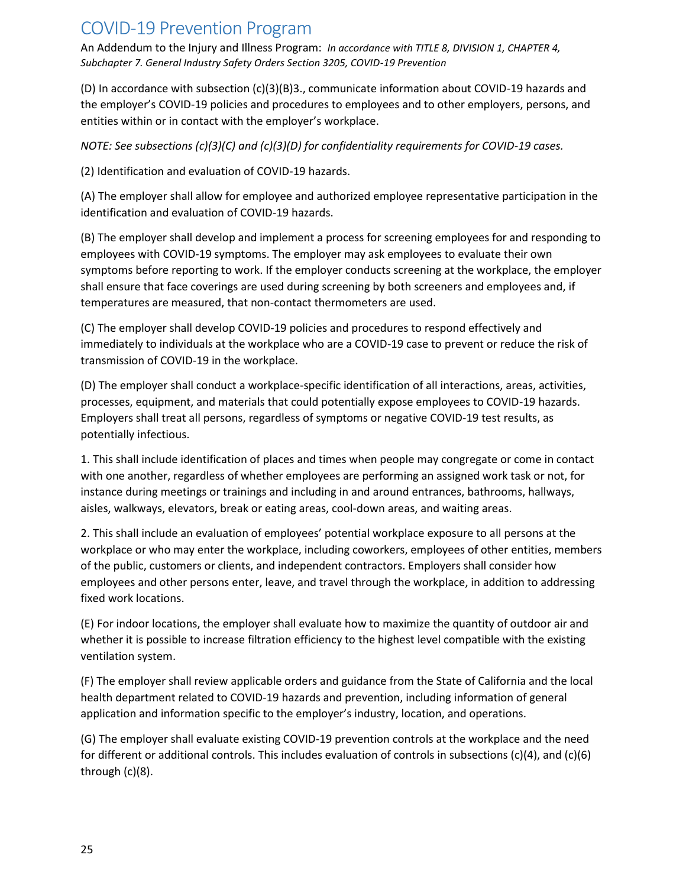(D) In accordance with subsection (c)(3)(B)3., communicate information about COVID-19 hazards and the employer's COVID-19 policies and procedures to employees and to other employers, persons, and entities within or in contact with the employer's workplace.

*NOTE: See subsections (c)(3)(C) and (c)(3)(D) for confidentiality requirements for COVID-19 cases.*

(2) Identification and evaluation of COVID-19 hazards.

(A) The employer shall allow for employee and authorized employee representative participation in the identification and evaluation of COVID-19 hazards.

(B) The employer shall develop and implement a process for screening employees for and responding to employees with COVID-19 symptoms. The employer may ask employees to evaluate their own symptoms before reporting to work. If the employer conducts screening at the workplace, the employer shall ensure that face coverings are used during screening by both screeners and employees and, if temperatures are measured, that non-contact thermometers are used.

(C) The employer shall develop COVID-19 policies and procedures to respond effectively and immediately to individuals at the workplace who are a COVID-19 case to prevent or reduce the risk of transmission of COVID-19 in the workplace.

(D) The employer shall conduct a workplace-specific identification of all interactions, areas, activities, processes, equipment, and materials that could potentially expose employees to COVID-19 hazards. Employers shall treat all persons, regardless of symptoms or negative COVID-19 test results, as potentially infectious.

1. This shall include identification of places and times when people may congregate or come in contact with one another, regardless of whether employees are performing an assigned work task or not, for instance during meetings or trainings and including in and around entrances, bathrooms, hallways, aisles, walkways, elevators, break or eating areas, cool-down areas, and waiting areas.

2. This shall include an evaluation of employees' potential workplace exposure to all persons at the workplace or who may enter the workplace, including coworkers, employees of other entities, members of the public, customers or clients, and independent contractors. Employers shall consider how employees and other persons enter, leave, and travel through the workplace, in addition to addressing fixed work locations.

(E) For indoor locations, the employer shall evaluate how to maximize the quantity of outdoor air and whether it is possible to increase filtration efficiency to the highest level compatible with the existing ventilation system.

(F) The employer shall review applicable orders and guidance from the State of California and the local health department related to COVID-19 hazards and prevention, including information of general application and information specific to the employer's industry, location, and operations.

(G) The employer shall evaluate existing COVID-19 prevention controls at the workplace and the need for different or additional controls. This includes evaluation of controls in subsections (c)(4), and (c)(6) through (c)(8).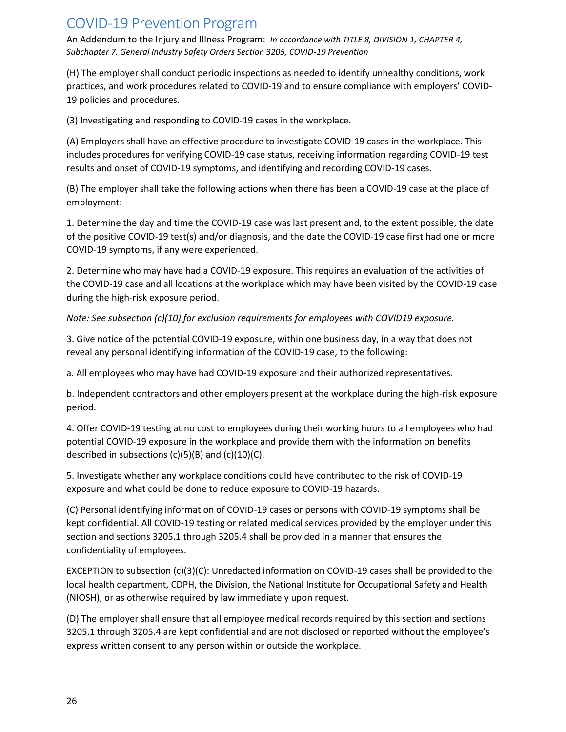(H) The employer shall conduct periodic inspections as needed to identify unhealthy conditions, work practices, and work procedures related to COVID-19 and to ensure compliance with employers' COVID-19 policies and procedures.

(3) Investigating and responding to COVID-19 cases in the workplace.

(A) Employers shall have an effective procedure to investigate COVID-19 cases in the workplace. This includes procedures for verifying COVID-19 case status, receiving information regarding COVID-19 test results and onset of COVID-19 symptoms, and identifying and recording COVID-19 cases.

(B) The employer shall take the following actions when there has been a COVID-19 case at the place of employment:

1. Determine the day and time the COVID-19 case was last present and, to the extent possible, the date of the positive COVID-19 test(s) and/or diagnosis, and the date the COVID-19 case first had one or more COVID-19 symptoms, if any were experienced.

2. Determine who may have had a COVID-19 exposure. This requires an evaluation of the activities of the COVID-19 case and all locations at the workplace which may have been visited by the COVID-19 case during the high-risk exposure period.

*Note: See subsection (c)(10) for exclusion requirements for employees with COVID19 exposure.*

3. Give notice of the potential COVID-19 exposure, within one business day, in a way that does not reveal any personal identifying information of the COVID-19 case, to the following:

a. All employees who may have had COVID-19 exposure and their authorized representatives.

b. Independent contractors and other employers present at the workplace during the high-risk exposure period.

4. Offer COVID-19 testing at no cost to employees during their working hours to all employees who had potential COVID-19 exposure in the workplace and provide them with the information on benefits described in subsections (c)(5)(B) and (c)(10)(C).

5. Investigate whether any workplace conditions could have contributed to the risk of COVID-19 exposure and what could be done to reduce exposure to COVID-19 hazards.

(C) Personal identifying information of COVID-19 cases or persons with COVID-19 symptoms shall be kept confidential. All COVID-19 testing or related medical services provided by the employer under this section and sections 3205.1 through 3205.4 shall be provided in a manner that ensures the confidentiality of employees.

EXCEPTION to subsection (c)(3)(C): Unredacted information on COVID-19 cases shall be provided to the local health department, CDPH, the Division, the National Institute for Occupational Safety and Health (NIOSH), or as otherwise required by law immediately upon request.

(D) The employer shall ensure that all employee medical records required by this section and sections 3205.1 through 3205.4 are kept confidential and are not disclosed or reported without the employee's express written consent to any person within or outside the workplace.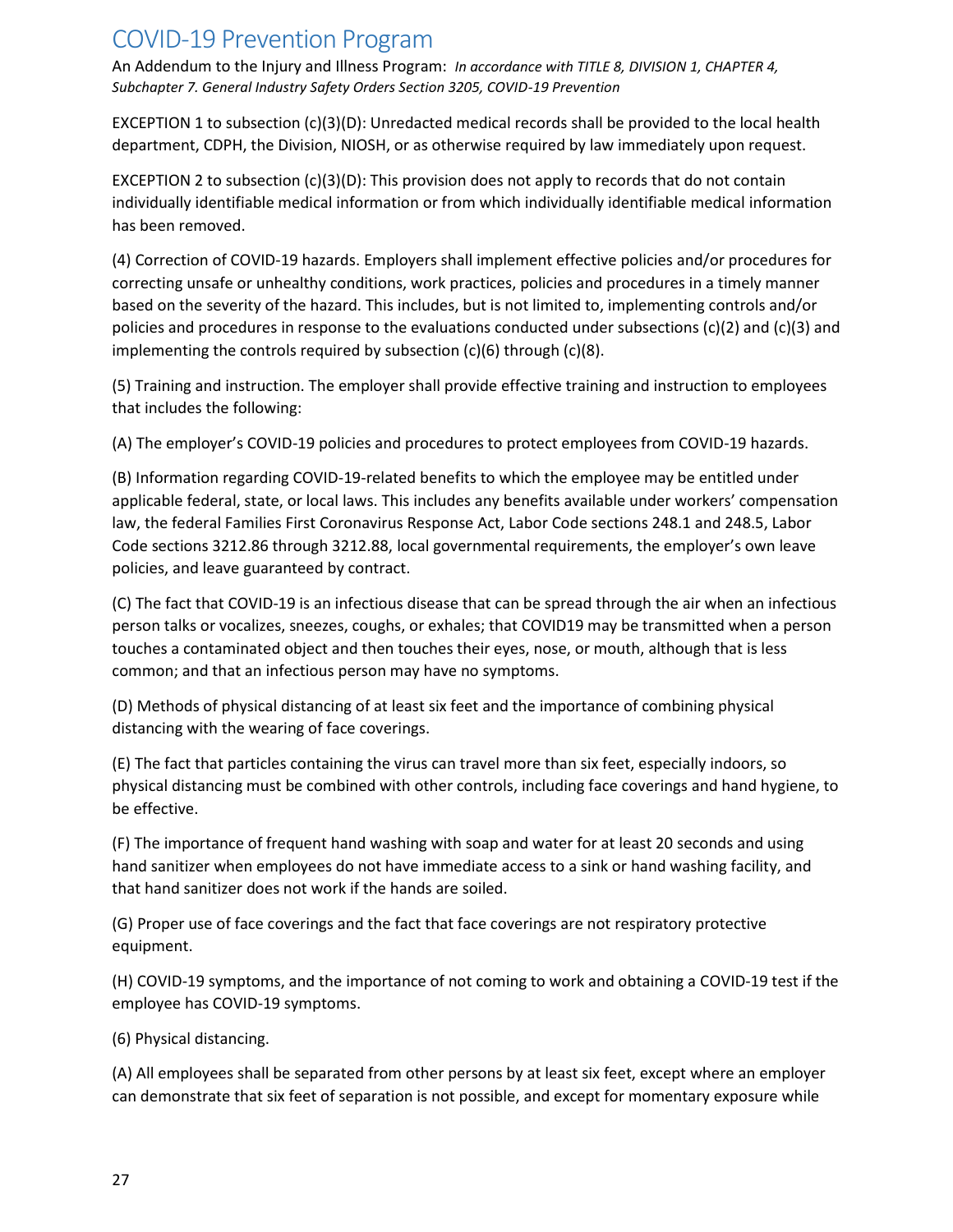# COVID-19 Prevention Program

An Addendum to the Injury and Illness Program: *In accordance with TITLE 8, DIVISION 1, CHAPTER 4, Subchapter 7. General Industry Safety Orders Section 3205, COVID-19 Prevention*

EXCEPTION 1 to subsection (c)(3)(D): Unredacted medical records shall be provided to the local health department, CDPH, the Division, NIOSH, or as otherwise required by law immediately upon request.

EXCEPTION 2 to subsection (c)(3)(D): This provision does not apply to records that do not contain individually identifiable medical information or from which individually identifiable medical information has been removed.

(4) Correction of COVID-19 hazards. Employers shall implement effective policies and/or procedures for correcting unsafe or unhealthy conditions, work practices, policies and procedures in a timely manner based on the severity of the hazard. This includes, but is not limited to, implementing controls and/or policies and procedures in response to the evaluations conducted under subsections (c)(2) and (c)(3) and implementing the controls required by subsection (c)(6) through (c)(8).

(5) Training and instruction. The employer shall provide effective training and instruction to employees that includes the following:

(A) The employer's COVID-19 policies and procedures to protect employees from COVID-19 hazards.

(B) Information regarding COVID-19-related benefits to which the employee may be entitled under applicable federal, state, or local laws. This includes any benefits available under workers' compensation law, the federal Families First Coronavirus Response Act, Labor Code sections 248.1 and 248.5, Labor Code sections 3212.86 through 3212.88, local governmental requirements, the employer's own leave policies, and leave guaranteed by contract.

(C) The fact that COVID-19 is an infectious disease that can be spread through the air when an infectious person talks or vocalizes, sneezes, coughs, or exhales; that COVID19 may be transmitted when a person touches a contaminated object and then touches their eyes, nose, or mouth, although that is less common; and that an infectious person may have no symptoms.

(D) Methods of physical distancing of at least six feet and the importance of combining physical distancing with the wearing of face coverings.

(E) The fact that particles containing the virus can travel more than six feet, especially indoors, so physical distancing must be combined with other controls, including face coverings and hand hygiene, to be effective.

(F) The importance of frequent hand washing with soap and water for at least 20 seconds and using hand sanitizer when employees do not have immediate access to a sink or hand washing facility, and that hand sanitizer does not work if the hands are soiled.

(G) Proper use of face coverings and the fact that face coverings are not respiratory protective equipment.

(H) COVID-19 symptoms, and the importance of not coming to work and obtaining a COVID-19 test if the employee has COVID-19 symptoms.

(6) Physical distancing.

(A) All employees shall be separated from other persons by at least six feet, except where an employer can demonstrate that six feet of separation is not possible, and except for momentary exposure while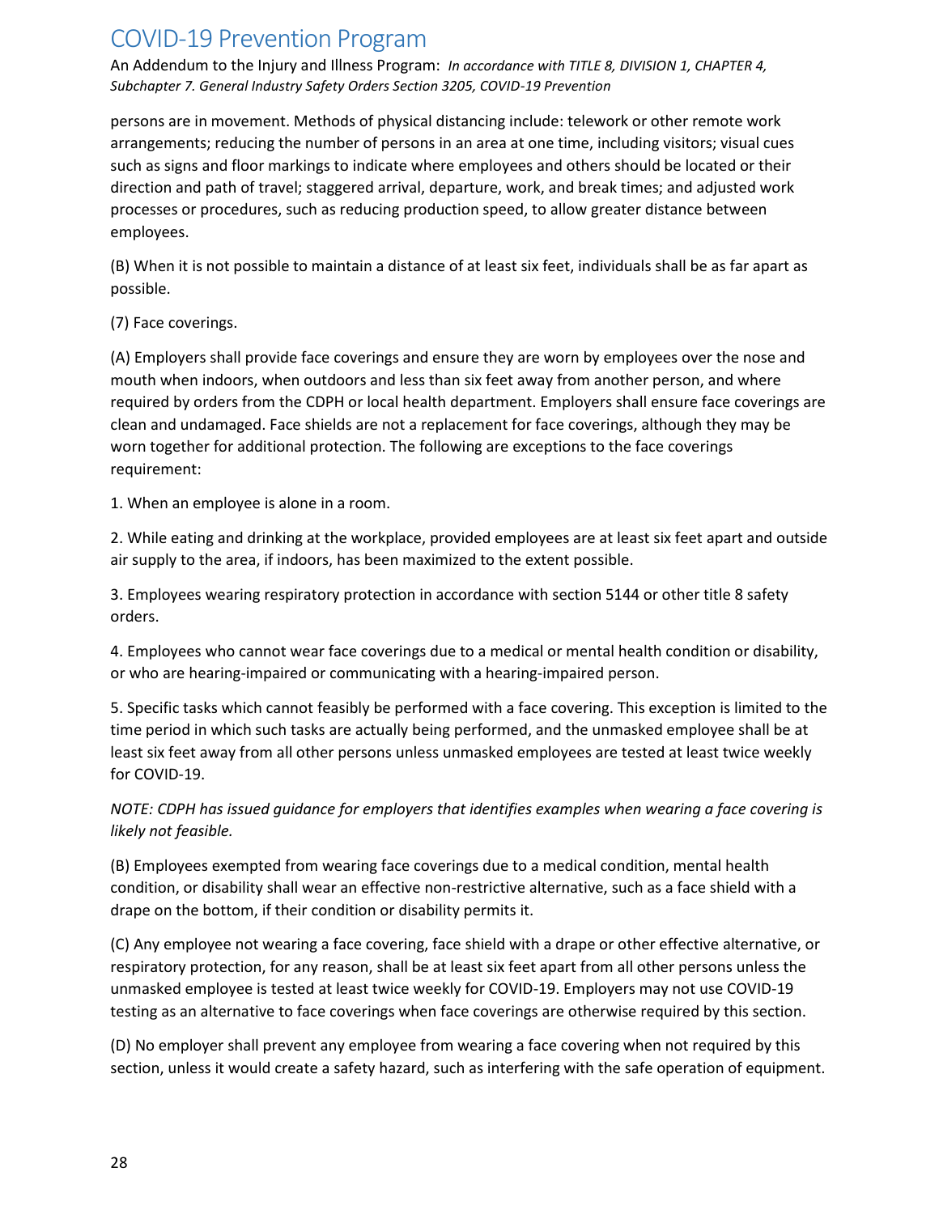persons are in movement. Methods of physical distancing include: telework or other remote work arrangements; reducing the number of persons in an area at one time, including visitors; visual cues such as signs and floor markings to indicate where employees and others should be located or their direction and path of travel; staggered arrival, departure, work, and break times; and adjusted work processes or procedures, such as reducing production speed, to allow greater distance between employees.

(B) When it is not possible to maintain a distance of at least six feet, individuals shall be as far apart as possible.

(7) Face coverings.

(A) Employers shall provide face coverings and ensure they are worn by employees over the nose and mouth when indoors, when outdoors and less than six feet away from another person, and where required by orders from the CDPH or local health department. Employers shall ensure face coverings are clean and undamaged. Face shields are not a replacement for face coverings, although they may be worn together for additional protection. The following are exceptions to the face coverings requirement:

1. When an employee is alone in a room.

2. While eating and drinking at the workplace, provided employees are at least six feet apart and outside air supply to the area, if indoors, has been maximized to the extent possible.

3. Employees wearing respiratory protection in accordance with section 5144 or other title 8 safety orders.

4. Employees who cannot wear face coverings due to a medical or mental health condition or disability, or who are hearing-impaired or communicating with a hearing-impaired person.

5. Specific tasks which cannot feasibly be performed with a face covering. This exception is limited to the time period in which such tasks are actually being performed, and the unmasked employee shall be at least six feet away from all other persons unless unmasked employees are tested at least twice weekly for COVID-19.

*NOTE: CDPH has issued guidance for employers that identifies examples when wearing a face covering is likely not feasible.*

(B) Employees exempted from wearing face coverings due to a medical condition, mental health condition, or disability shall wear an effective non-restrictive alternative, such as a face shield with a drape on the bottom, if their condition or disability permits it.

(C) Any employee not wearing a face covering, face shield with a drape or other effective alternative, or respiratory protection, for any reason, shall be at least six feet apart from all other persons unless the unmasked employee is tested at least twice weekly for COVID-19. Employers may not use COVID-19 testing as an alternative to face coverings when face coverings are otherwise required by this section.

(D) No employer shall prevent any employee from wearing a face covering when not required by this section, unless it would create a safety hazard, such as interfering with the safe operation of equipment.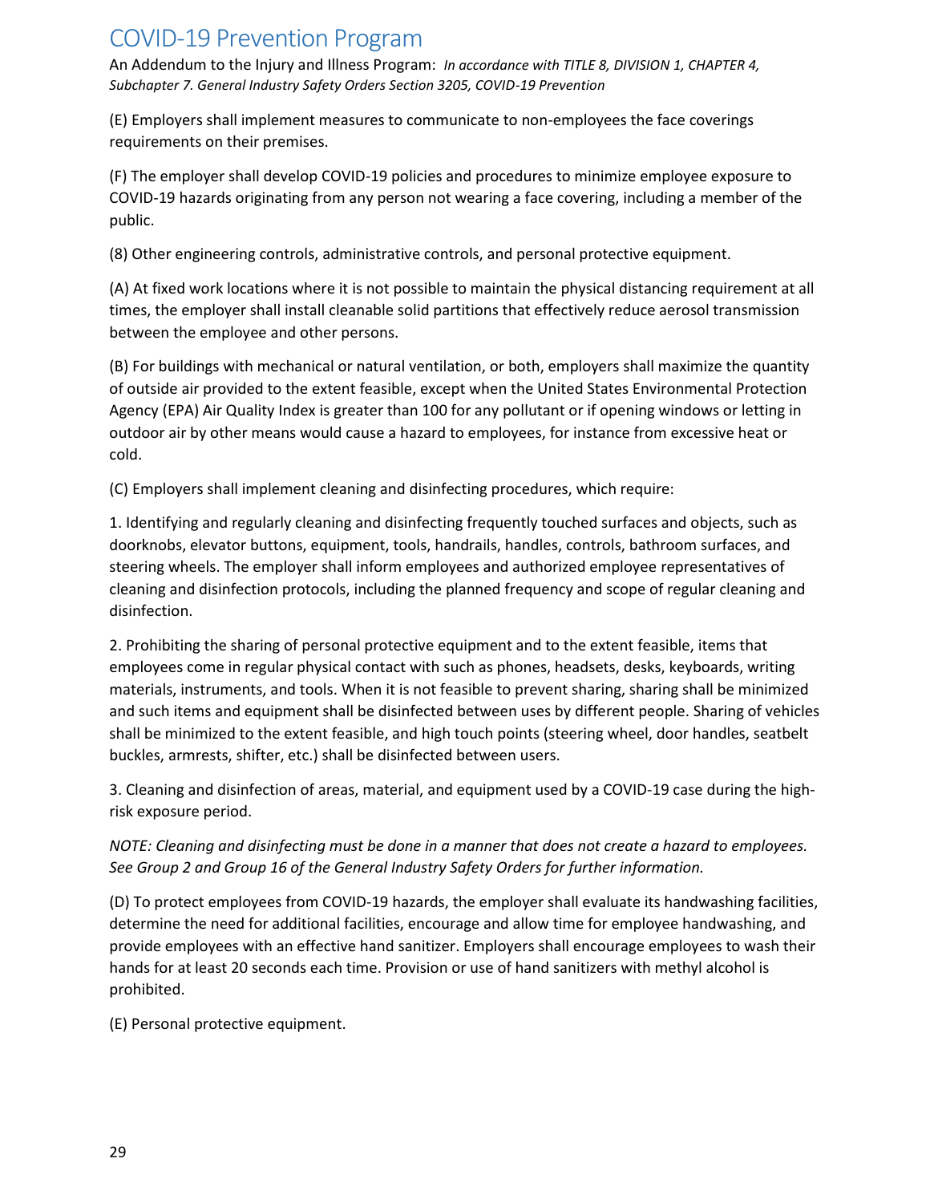(E) Employers shall implement measures to communicate to non-employees the face coverings requirements on their premises.

(F) The employer shall develop COVID-19 policies and procedures to minimize employee exposure to COVID-19 hazards originating from any person not wearing a face covering, including a member of the public.

(8) Other engineering controls, administrative controls, and personal protective equipment.

(A) At fixed work locations where it is not possible to maintain the physical distancing requirement at all times, the employer shall install cleanable solid partitions that effectively reduce aerosol transmission between the employee and other persons.

(B) For buildings with mechanical or natural ventilation, or both, employers shall maximize the quantity of outside air provided to the extent feasible, except when the United States Environmental Protection Agency (EPA) Air Quality Index is greater than 100 for any pollutant or if opening windows or letting in outdoor air by other means would cause a hazard to employees, for instance from excessive heat or cold.

(C) Employers shall implement cleaning and disinfecting procedures, which require:

1. Identifying and regularly cleaning and disinfecting frequently touched surfaces and objects, such as doorknobs, elevator buttons, equipment, tools, handrails, handles, controls, bathroom surfaces, and steering wheels. The employer shall inform employees and authorized employee representatives of cleaning and disinfection protocols, including the planned frequency and scope of regular cleaning and disinfection.

2. Prohibiting the sharing of personal protective equipment and to the extent feasible, items that employees come in regular physical contact with such as phones, headsets, desks, keyboards, writing materials, instruments, and tools. When it is not feasible to prevent sharing, sharing shall be minimized and such items and equipment shall be disinfected between uses by different people. Sharing of vehicles shall be minimized to the extent feasible, and high touch points (steering wheel, door handles, seatbelt buckles, armrests, shifter, etc.) shall be disinfected between users.

3. Cleaning and disinfection of areas, material, and equipment used by a COVID-19 case during the high-risk exposure period.

*NOTE: Cleaning and disinfecting must be done in a manner that does not create a hazard to employees. See Group 2 and Group 16 of the General Industry Safety Orders for further information.*

(D) To protect employees from COVID-19 hazards, the employer shall evaluate its handwashing facilities, determine the need for additional facilities, encourage and allow time for employee handwashing, and provide employees with an effective hand sanitizer. Employers shall encourage employees to wash their hands for at least 20 seconds each time. Provision or use of hand sanitizers with methyl alcohol is prohibited.

(E) Personal protective equipment.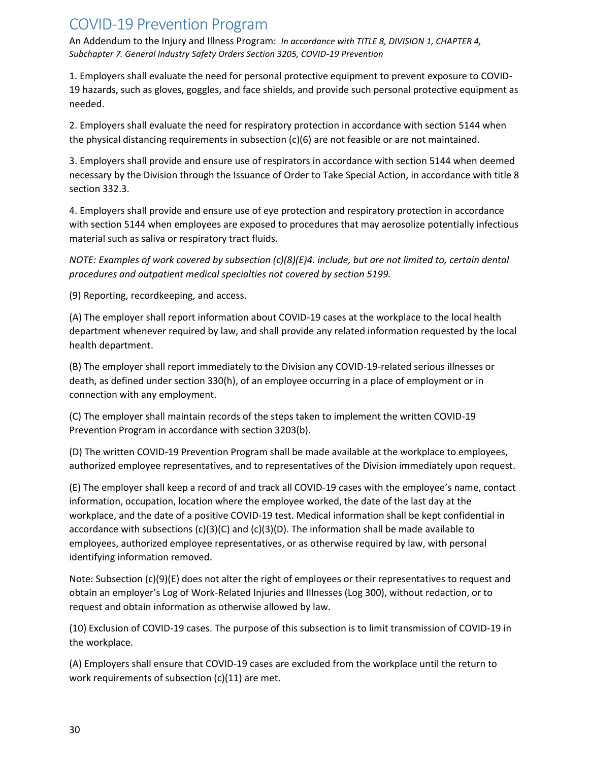# COVID-19 Prevention Program

An Addendum to the Injury and Illness Program: *In accordance with TITLE 8, DIVISION 1, CHAPTER 4, Subchapter 7. General Industry Safety Orders Section 3205, COVID-19 Prevention*

1. Employers shall evaluate the need for personal protective equipment to prevent exposure to COVID-19 hazards, such as gloves, goggles, and face shields, and provide such personal protective equipment as needed.

2. Employers shall evaluate the need for respiratory protection in accordance with section 5144 when the physical distancing requirements in subsection (c)(6) are not feasible or are not maintained.

3. Employers shall provide and ensure use of respirators in accordance with section 5144 when deemed necessary by the Division through the Issuance of Order to Take Special Action, in accordance with title 8 section 332.3.

4. Employers shall provide and ensure use of eye protection and respiratory protection in accordance with section 5144 when employees are exposed to procedures that may aerosolize potentially infectious material such as saliva or respiratory tract fluids.

*NOTE: Examples of work covered by subsection (c)(8)(E)4. include, but are not limited to, certain dental procedures and outpatient medical specialties not covered by section 5199.*

(9) Reporting, recordkeeping, and access.

(A) The employer shall report information about COVID-19 cases at the workplace to the local health department whenever required by law, and shall provide any related information requested by the local health department.

(B) The employer shall report immediately to the Division any COVID-19-related serious illnesses or death, as defined under section 330(h), of an employee occurring in a place of employment or in connection with any employment.

(C) The employer shall maintain records of the steps taken to implement the written COVID-19 Prevention Program in accordance with section 3203(b).

(D) The written COVID-19 Prevention Program shall be made available at the workplace to employees, authorized employee representatives, and to representatives of the Division immediately upon request.

(E) The employer shall keep a record of and track all COVID-19 cases with the employee's name, contact information, occupation, location where the employee worked, the date of the last day at the workplace, and the date of a positive COVID-19 test. Medical information shall be kept confidential in accordance with subsections (c)(3)(C) and (c)(3)(D). The information shall be made available to employees, authorized employee representatives, or as otherwise required by law, with personal identifying information removed.

Note: Subsection (c)(9)(E) does not alter the right of employees or their representatives to request and obtain an employer's Log of Work-Related Injuries and Illnesses (Log 300), without redaction, or to request and obtain information as otherwise allowed by law.

(10) Exclusion of COVID-19 cases. The purpose of this subsection is to limit transmission of COVID-19 in the workplace.

(A) Employers shall ensure that COVID-19 cases are excluded from the workplace until the return to work requirements of subsection (c)(11) are met.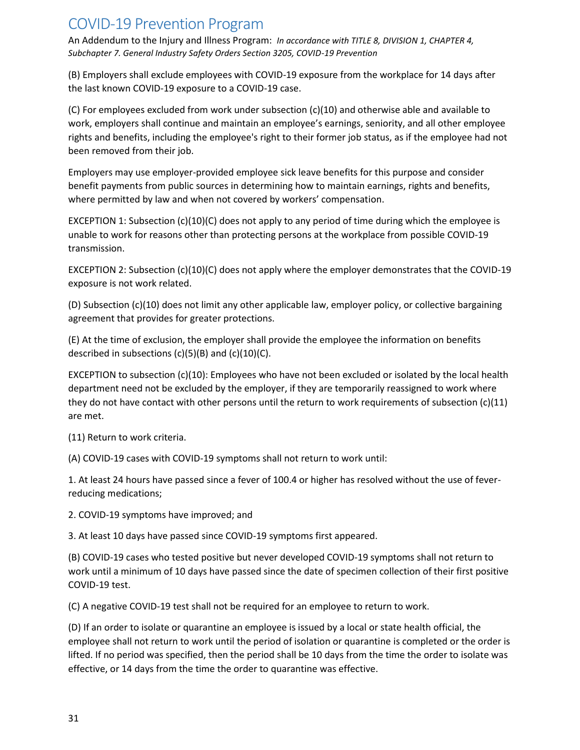(B) Employers shall exclude employees with COVID-19 exposure from the workplace for 14 days after the last known COVID-19 exposure to a COVID-19 case.

(C) For employees excluded from work under subsection (c)(10) and otherwise able and available to work, employers shall continue and maintain an employee's earnings, seniority, and all other employee rights and benefits, including the employee's right to their former job status, as if the employee had not been removed from their job.

Employers may use employer-provided employee sick leave benefits for this purpose and consider benefit payments from public sources in determining how to maintain earnings, rights and benefits, where permitted by law and when not covered by workers' compensation.

EXCEPTION 1: Subsection (c)(10)(C) does not apply to any period of time during which the employee is unable to work for reasons other than protecting persons at the workplace from possible COVID-19 transmission.

EXCEPTION 2: Subsection (c)(10)(C) does not apply where the employer demonstrates that the COVID-19 exposure is not work related.

(D) Subsection (c)(10) does not limit any other applicable law, employer policy, or collective bargaining agreement that provides for greater protections.

(E) At the time of exclusion, the employer shall provide the employee the information on benefits described in subsections (c)(5)(B) and (c)(10)(C).

EXCEPTION to subsection (c)(10): Employees who have not been excluded or isolated by the local health department need not be excluded by the employer, if they are temporarily reassigned to work where they do not have contact with other persons until the return to work requirements of subsection (c)(11) are met.

(11) Return to work criteria.

(A) COVID-19 cases with COVID-19 symptoms shall not return to work until:

1. At least 24 hours have passed since a fever of 100.4 or higher has resolved without the use of fever-reducing medications;

2. COVID-19 symptoms have improved; and

3. At least 10 days have passed since COVID-19 symptoms first appeared.

(B) COVID-19 cases who tested positive but never developed COVID-19 symptoms shall not return to work until a minimum of 10 days have passed since the date of specimen collection of their first positive COVID-19 test.

(C) A negative COVID-19 test shall not be required for an employee to return to work.

(D) If an order to isolate or quarantine an employee is issued by a local or state health official, the employee shall not return to work until the period of isolation or quarantine is completed or the order is lifted. If no period was specified, then the period shall be 10 days from the time the order to isolate was effective, or 14 days from the time the order to quarantine was effective.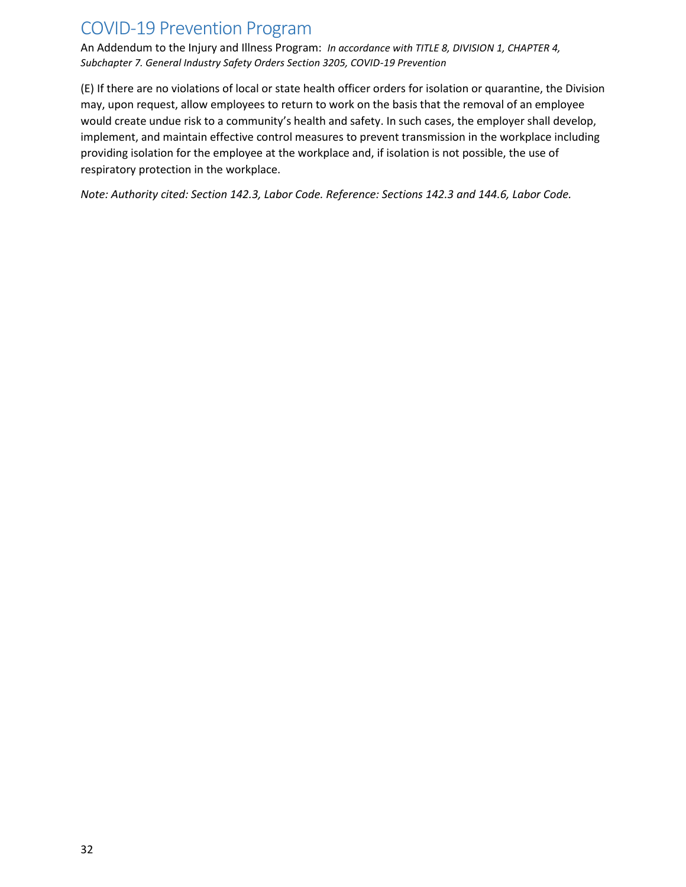(E) If there are no violations of local or state health officer orders for isolation or quarantine, the Division may, upon request, allow employees to return to work on the basis that the removal of an employee would create undue risk to a community's health and safety. In such cases, the employer shall develop, implement, and maintain effective control measures to prevent transmission in the workplace including providing isolation for the employee at the workplace and, if isolation is not possible, the use of respiratory protection in the workplace.

*Note: Authority cited: Section 142.3, Labor Code. Reference: Sections 142.3 and 144.6, Labor Code.*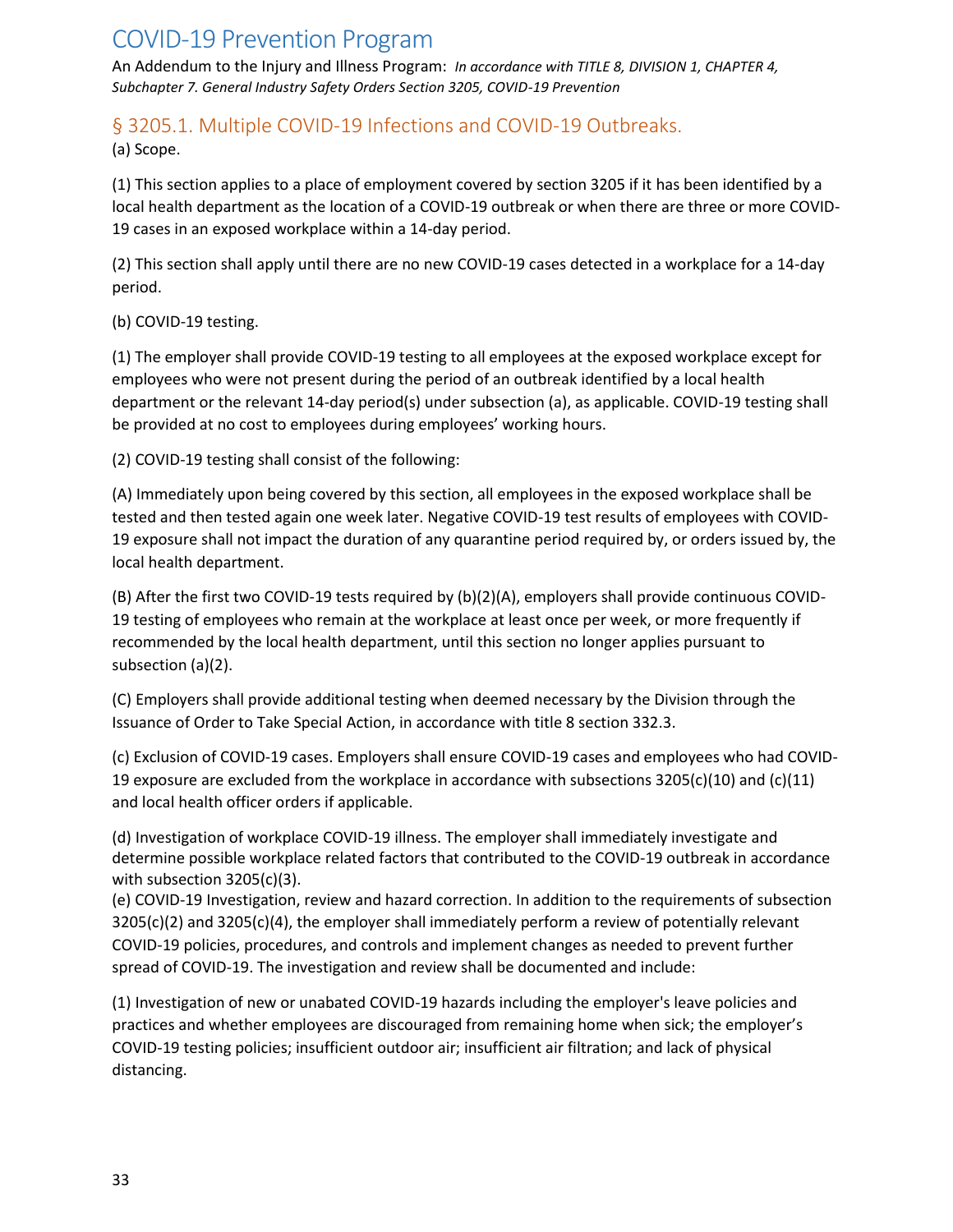# COVID-19 Prevention Program

An Addendum to the Injury and Illness Program: *In accordance with TITLE 8, DIVISION 1, CHAPTER 4, Subchapter 7. General Industry Safety Orders Section 3205, COVID-19 Prevention*

## § 3205.1. Multiple COVID-19 Infections and COVID-19 Outbreaks.

(a) Scope.

(1) This section applies to a place of employment covered by section 3205 if it has been identified by a local health department as the location of a COVID-19 outbreak or when there are three or more COVID-19 cases in an exposed workplace within a 14-day period.

(2) This section shall apply until there are no new COVID-19 cases detected in a workplace for a 14-day period.

(b) COVID-19 testing.

(1) The employer shall provide COVID-19 testing to all employees at the exposed workplace except for employees who were not present during the period of an outbreak identified by a local health department or the relevant 14-day period(s) under subsection (a), as applicable. COVID-19 testing shall be provided at no cost to employees during employees' working hours.

(2) COVID-19 testing shall consist of the following:

(A) Immediately upon being covered by this section, all employees in the exposed workplace shall be tested and then tested again one week later. Negative COVID-19 test results of employees with COVID-19 exposure shall not impact the duration of any quarantine period required by, or orders issued by, the local health department.

(B) After the first two COVID-19 tests required by (b)(2)(A), employers shall provide continuous COVID-19 testing of employees who remain at the workplace at least once per week, or more frequently if recommended by the local health department, until this section no longer applies pursuant to subsection (a)(2).

(C) Employers shall provide additional testing when deemed necessary by the Division through the Issuance of Order to Take Special Action, in accordance with title 8 section 332.3.

(c) Exclusion of COVID-19 cases. Employers shall ensure COVID-19 cases and employees who had COVID-19 exposure are excluded from the workplace in accordance with subsections 3205(c)(10) and (c)(11) and local health officer orders if applicable.

(d) Investigation of workplace COVID-19 illness. The employer shall immediately investigate and determine possible workplace related factors that contributed to the COVID-19 outbreak in accordance with subsection 3205(c)(3).

(e) COVID-19 Investigation, review and hazard correction. In addition to the requirements of subsection 3205(c)(2) and 3205(c)(4), the employer shall immediately perform a review of potentially relevant COVID-19 policies, procedures, and controls and implement changes as needed to prevent further spread of COVID-19. The investigation and review shall be documented and include:

(1) Investigation of new or unabated COVID-19 hazards including the employer's leave policies and practices and whether employees are discouraged from remaining home when sick; the employer's COVID-19 testing policies; insufficient outdoor air; insufficient air filtration; and lack of physical distancing.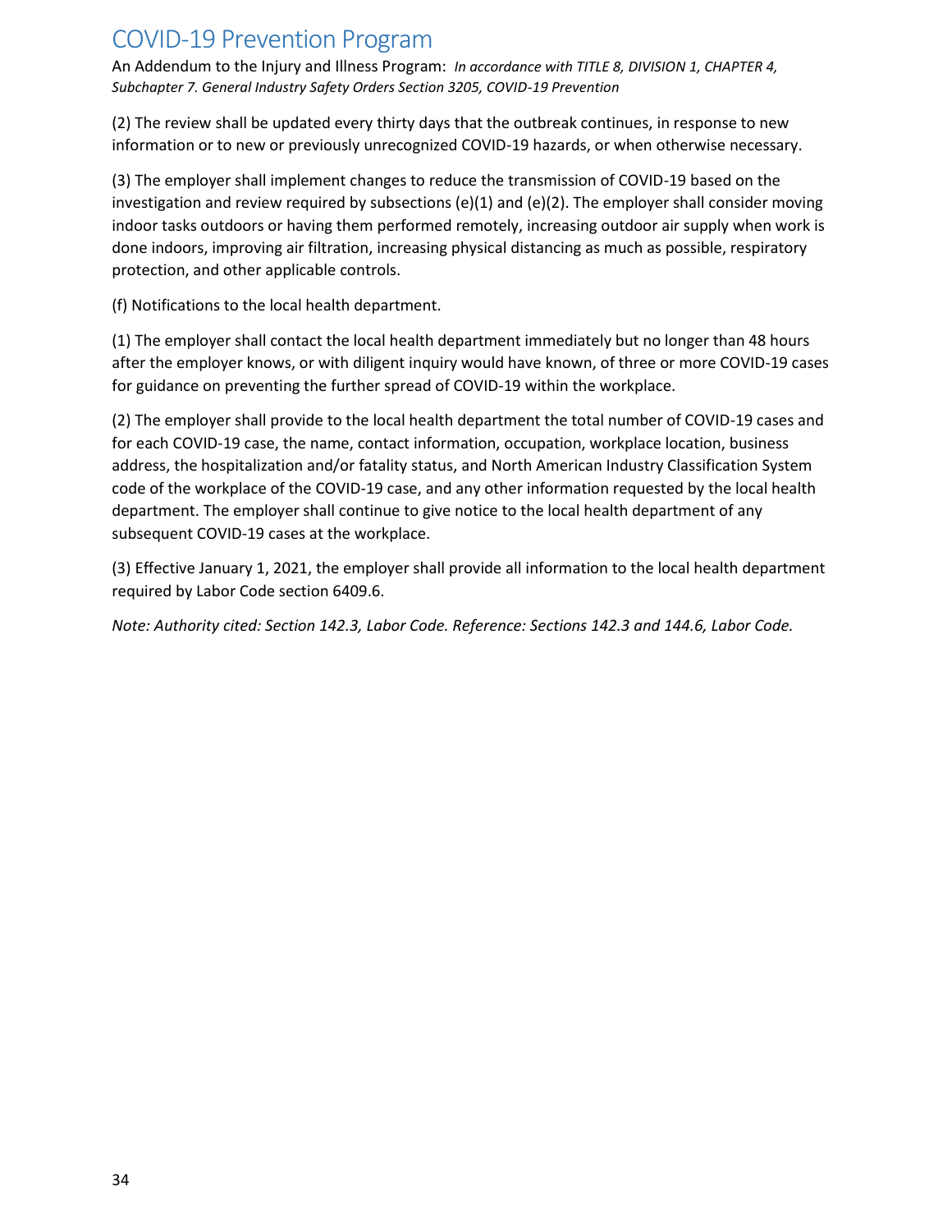(2) The review shall be updated every thirty days that the outbreak continues, in response to new information or to new or previously unrecognized COVID-19 hazards, or when otherwise necessary.

(3) The employer shall implement changes to reduce the transmission of COVID-19 based on the investigation and review required by subsections (e)(1) and (e)(2). The employer shall consider moving indoor tasks outdoors or having them performed remotely, increasing outdoor air supply when work is done indoors, improving air filtration, increasing physical distancing as much as possible, respiratory protection, and other applicable controls.

(f) Notifications to the local health department.

(1) The employer shall contact the local health department immediately but no longer than 48 hours after the employer knows, or with diligent inquiry would have known, of three or more COVID-19 cases for guidance on preventing the further spread of COVID-19 within the workplace.

(2) The employer shall provide to the local health department the total number of COVID-19 cases and for each COVID-19 case, the name, contact information, occupation, workplace location, business address, the hospitalization and/or fatality status, and North American Industry Classification System code of the workplace of the COVID-19 case, and any other information requested by the local health department. The employer shall continue to give notice to the local health department of any subsequent COVID-19 cases at the workplace.

(3) Effective January 1, 2021, the employer shall provide all information to the local health department required by Labor Code section 6409.6.

*Note: Authority cited: Section 142.3, Labor Code. Reference: Sections 142.3 and 144.6, Labor Code.*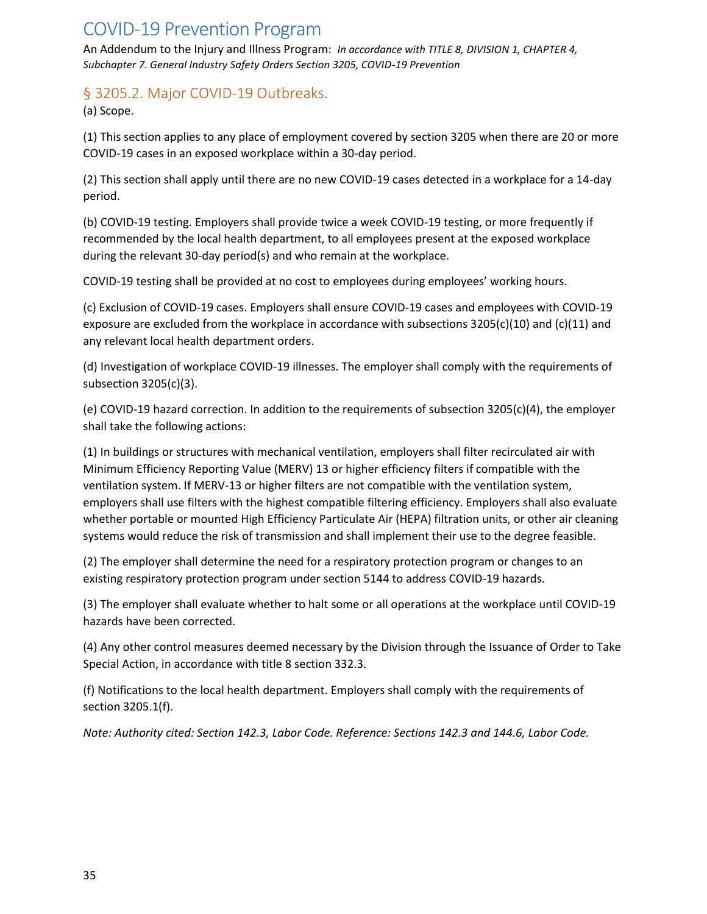# COVID-19 Prevention Program

An Addendum to the Injury and Illness Program: *In accordance with TITLE 8, DIVISION 1, CHAPTER 4, Subchapter 7. General Industry Safety Orders Section 3205, COVID-19 Prevention*

## § 3205.2. Major COVID-19 Outbreaks.

(a) Scope.

(1) This section applies to any place of employment covered by section 3205 when there are 20 or more COVID-19 cases in an exposed workplace within a 30-day period.

(2) This section shall apply until there are no new COVID-19 cases detected in a workplace for a 14-day period.

(b) COVID-19 testing. Employers shall provide twice a week COVID-19 testing, or more frequently if recommended by the local health department, to all employees present at the exposed workplace during the relevant 30-day period(s) and who remain at the workplace.

COVID-19 testing shall be provided at no cost to employees during employees' working hours.

(c) Exclusion of COVID-19 cases. Employers shall ensure COVID-19 cases and employees with COVID-19 exposure are excluded from the workplace in accordance with subsections 3205(c)(10) and (c)(11) and any relevant local health department orders.

(d) Investigation of workplace COVID-19 illnesses. The employer shall comply with the requirements of subsection 3205(c)(3).

(e) COVID-19 hazard correction. In addition to the requirements of subsection 3205(c)(4), the employer shall take the following actions:

(1) In buildings or structures with mechanical ventilation, employers shall filter recirculated air with Minimum Efficiency Reporting Value (MERV) 13 or higher efficiency filters if compatible with the ventilation system. If MERV-13 or higher filters are not compatible with the ventilation system, employers shall use filters with the highest compatible filtering efficiency. Employers shall also evaluate whether portable or mounted High Efficiency Particulate Air (HEPA) filtration units, or other air cleaning systems would reduce the risk of transmission and shall implement their use to the degree feasible.

(2) The employer shall determine the need for a respiratory protection program or changes to an existing respiratory protection program under section 5144 to address COVID-19 hazards.

(3) The employer shall evaluate whether to halt some or all operations at the workplace until COVID-19 hazards have been corrected.

(4) Any other control measures deemed necessary by the Division through the Issuance of Order to Take Special Action, in accordance with title 8 section 332.3.

(f) Notifications to the local health department. Employers shall comply with the requirements of section 3205.1(f).

*Note: Authority cited: Section 142.3, Labor Code. Reference: Sections 142.3 and 144.6, Labor Code.*